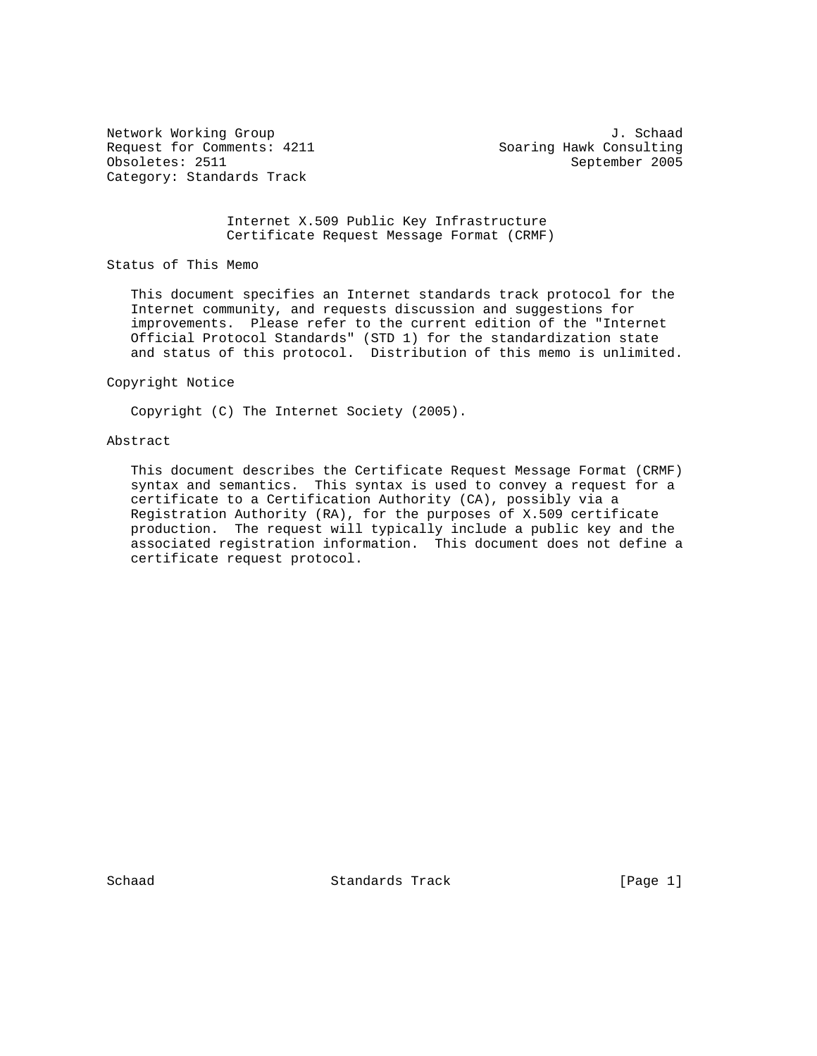Network Working Group J. Schaad
Request for Comments: 4211 Soaring Hawk Consulting
Obsoletes: 2511 September 2005
Category: Standards Track

# Internet X.509 Public Key Infrastructure Certificate Request Message Format (CRMF)

## Status of This Memo

This document specifies an Internet standards track protocol for the Internet community, and requests discussion and suggestions for improvements. Please refer to the current edition of the "Internet Official Protocol Standards" (STD 1) for the standardization state and status of this protocol. Distribution of this memo is unlimited.

## Copyright Notice

Copyright (C) The Internet Society (2005).

## Abstract

This document describes the Certificate Request Message Format (CRMF) syntax and semantics. This syntax is used to convey a request for a certificate to a Certification Authority (CA), possibly via a Registration Authority (RA), for the purposes of X.509 certificate production. The request will typically include a public key and the associated registration information. This document does not define a certificate request protocol.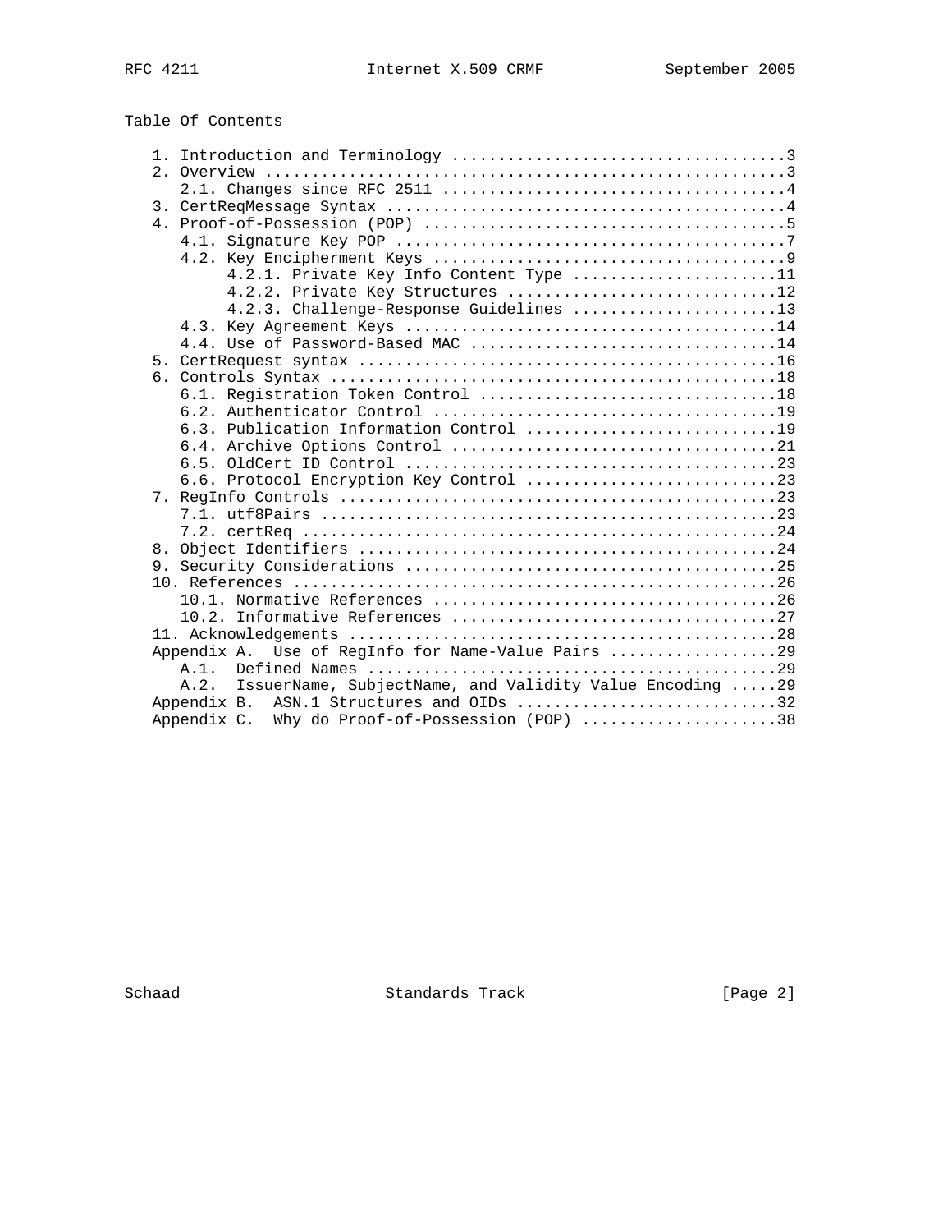# Table Of Contents

```
   1. Introduction and Terminology ....................................3
   2. Overview ........................................................3
      2.1. Changes since RFC 2511 .....................................4
   3. CertReqMessage Syntax ...........................................4
   4. Proof-of-Possession (POP) .......................................5
      4.1. Signature Key POP ..........................................7
      4.2. Key Encipherment Keys ......................................9
           4.2.1. Private Key Info Content Type ......................11
           4.2.2. Private Key Structures .............................12
           4.2.3. Challenge-Response Guidelines ......................13
      4.3. Key Agreement Keys ........................................14
      4.4. Use of Password-Based MAC .................................14
   5. CertRequest syntax .............................................16
   6. Controls Syntax ................................................18
      6.1. Registration Token Control ................................18
      6.2. Authenticator Control .....................................19
      6.3. Publication Information Control ...........................19
      6.4. Archive Options Control ...................................21
      6.5. OldCert ID Control ........................................23
      6.6. Protocol Encryption Key Control ...........................23
   7. RegInfo Controls ...............................................23
      7.1. utf8Pairs .................................................23
      7.2. certReq ...................................................24
   8. Object Identifiers ..............................................24
   9. Security Considerations ........................................25
   10. References ....................................................26
      10.1. Normative References .....................................26
      10.2. Informative References ...................................27
   11. Acknowledgements ..............................................28
   Appendix A.  Use of RegInfo for Name-Value Pairs ..................29
      A.1.  Defined Names ............................................29
      A.2.  IssuerName, SubjectName, and Validity Value Encoding .....29
   Appendix B.  ASN.1 Structures and OIDs ............................32
   Appendix C.  Why do Proof-of-Possession (POP) .....................38
```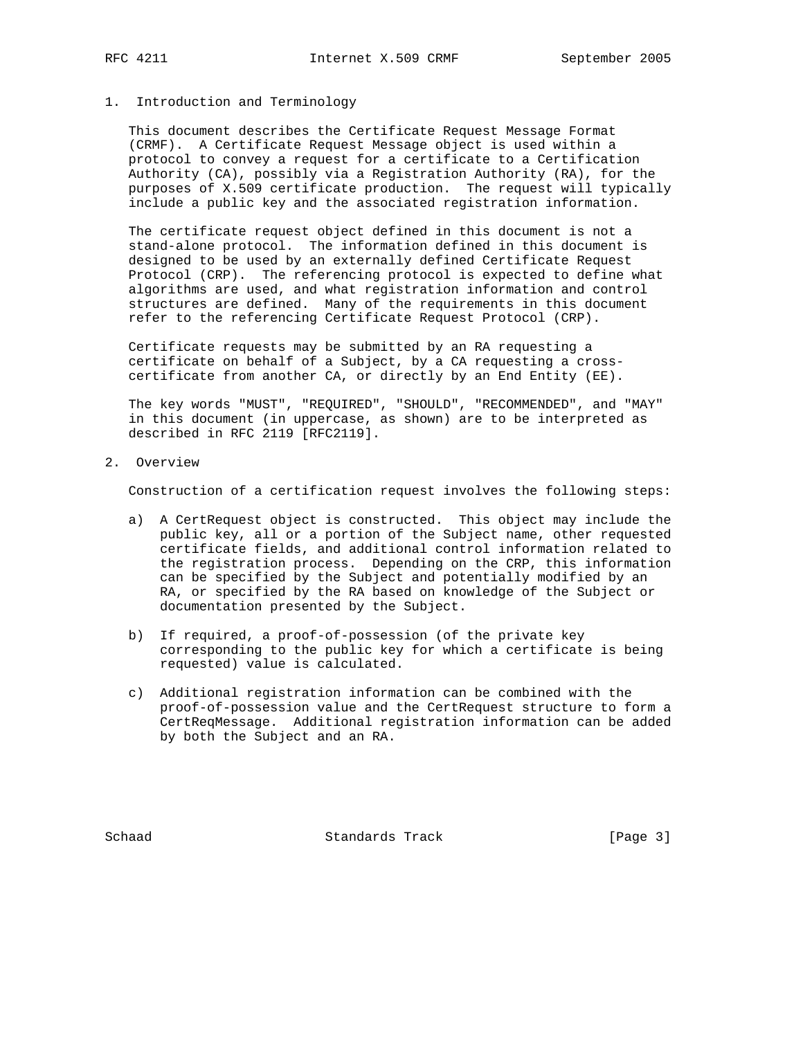## 1. Introduction and Terminology

This document describes the Certificate Request Message Format (CRMF). A Certificate Request Message object is used within a protocol to convey a request for a certificate to a Certification Authority (CA), possibly via a Registration Authority (RA), for the purposes of X.509 certificate production. The request will typically include a public key and the associated registration information.

The certificate request object defined in this document is not a stand-alone protocol. The information defined in this document is designed to be used by an externally defined Certificate Request Protocol (CRP). The referencing protocol is expected to define what algorithms are used, and what registration information and control structures are defined. Many of the requirements in this document refer to the referencing Certificate Request Protocol (CRP).

Certificate requests may be submitted by an RA requesting a certificate on behalf of a Subject, by a CA requesting a cross-certificate from another CA, or directly by an End Entity (EE).

The key words "MUST", "REQUIRED", "SHOULD", "RECOMMENDED", and "MAY" in this document (in uppercase, as shown) are to be interpreted as described in RFC 2119 [RFC2119].

## 2. Overview

Construction of a certification request involves the following steps:

a) A CertRequest object is constructed. This object may include the public key, all or a portion of the Subject name, other requested certificate fields, and additional control information related to the registration process. Depending on the CRP, this information can be specified by the Subject and potentially modified by an RA, or specified by the RA based on knowledge of the Subject or documentation presented by the Subject.

b) If required, a proof-of-possession (of the private key corresponding to the public key for which a certificate is being requested) value is calculated.

c) Additional registration information can be combined with the proof-of-possession value and the CertRequest structure to form a CertReqMessage. Additional registration information can be added by both the Subject and an RA.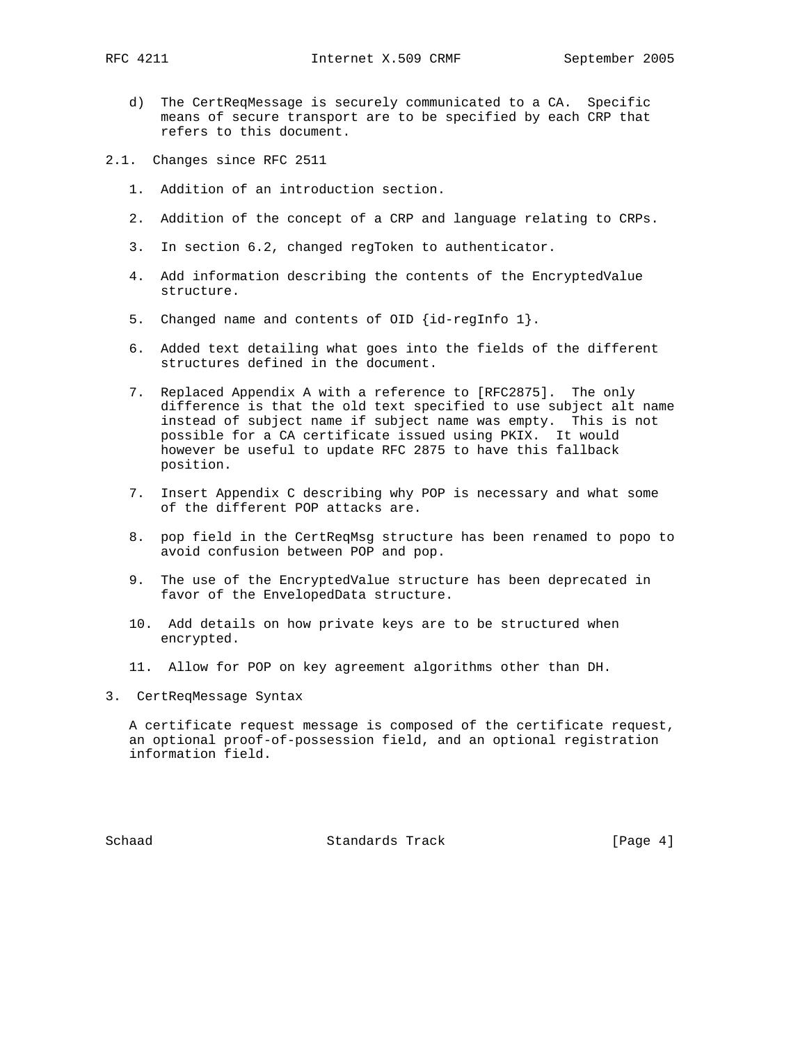d) The CertReqMessage is securely communicated to a CA. Specific means of secure transport are to be specified by each CRP that refers to this document.

## 2.1. Changes since RFC 2511

1. Addition of an introduction section.

2. Addition of the concept of a CRP and language relating to CRPs.

3. In section 6.2, changed regToken to authenticator.

4. Add information describing the contents of the EncryptedValue structure.

5. Changed name and contents of OID {id-regInfo 1}.

6. Added text detailing what goes into the fields of the different structures defined in the document.

7. Replaced Appendix A with a reference to [RFC2875]. The only difference is that the old text specified to use subject alt name instead of subject name if subject name was empty. This is not possible for a CA certificate issued using PKIX. It would however be useful to update RFC 2875 to have this fallback position.

7. Insert Appendix C describing why POP is necessary and what some of the different POP attacks are.

8. pop field in the CertReqMsg structure has been renamed to popo to avoid confusion between POP and pop.

9. The use of the EncryptedValue structure has been deprecated in favor of the EnvelopedData structure.

10. Add details on how private keys are to be structured when encrypted.

11. Allow for POP on key agreement algorithms other than DH.

# 3. CertReqMessage Syntax

A certificate request message is composed of the certificate request, an optional proof-of-possession field, and an optional registration information field.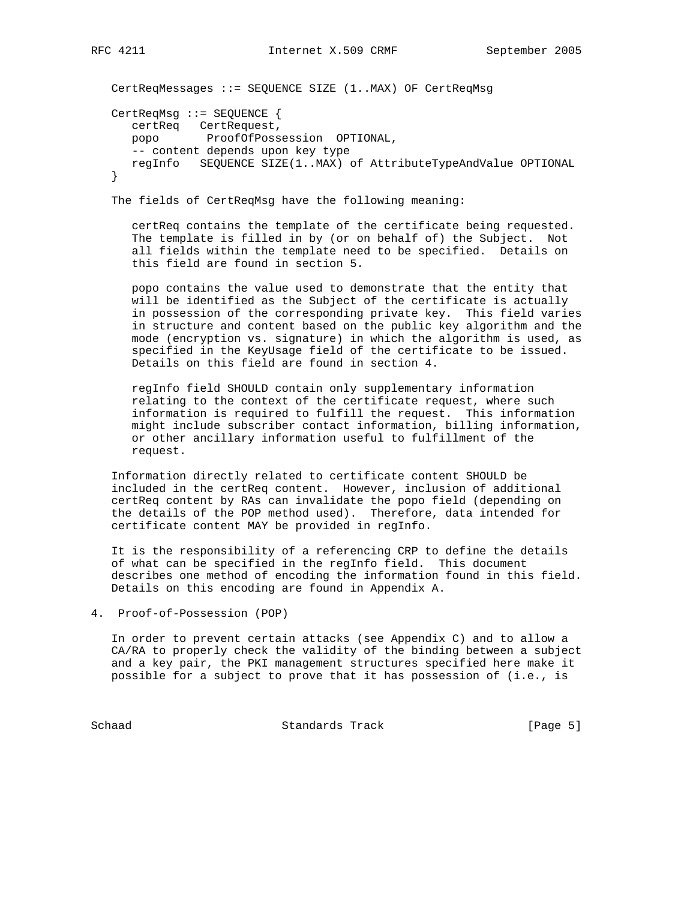```
CertReqMessages ::= SEQUENCE SIZE (1..MAX) OF CertReqMsg

CertReqMsg ::= SEQUENCE {
   certReq   CertRequest,
   popo       ProofOfPossession  OPTIONAL,
   -- content depends upon key type
   regInfo   SEQUENCE SIZE(1..MAX) of AttributeTypeAndValue OPTIONAL
}
```

The fields of CertReqMsg have the following meaning:

certReq contains the template of the certificate being requested. The template is filled in by (or on behalf of) the Subject. Not all fields within the template need to be specified. Details on this field are found in section 5.

popo contains the value used to demonstrate that the entity that will be identified as the Subject of the certificate is actually in possession of the corresponding private key. This field varies in structure and content based on the public key algorithm and the mode (encryption vs. signature) in which the algorithm is used, as specified in the KeyUsage field of the certificate to be issued. Details on this field are found in section 4.

regInfo field SHOULD contain only supplementary information relating to the context of the certificate request, where such information is required to fulfill the request. This information might include subscriber contact information, billing information, or other ancillary information useful to fulfillment of the request.

Information directly related to certificate content SHOULD be included in the certReq content. However, inclusion of additional certReq content by RAs can invalidate the popo field (depending on the details of the POP method used). Therefore, data intended for certificate content MAY be provided in regInfo.

It is the responsibility of a referencing CRP to define the details of what can be specified in the regInfo field. This document describes one method of encoding the information found in this field. Details on this encoding are found in Appendix A.

## 4. Proof-of-Possession (POP)

In order to prevent certain attacks (see Appendix C) and to allow a CA/RA to properly check the validity of the binding between a subject and a key pair, the PKI management structures specified here make it possible for a subject to prove that it has possession of (i.e., is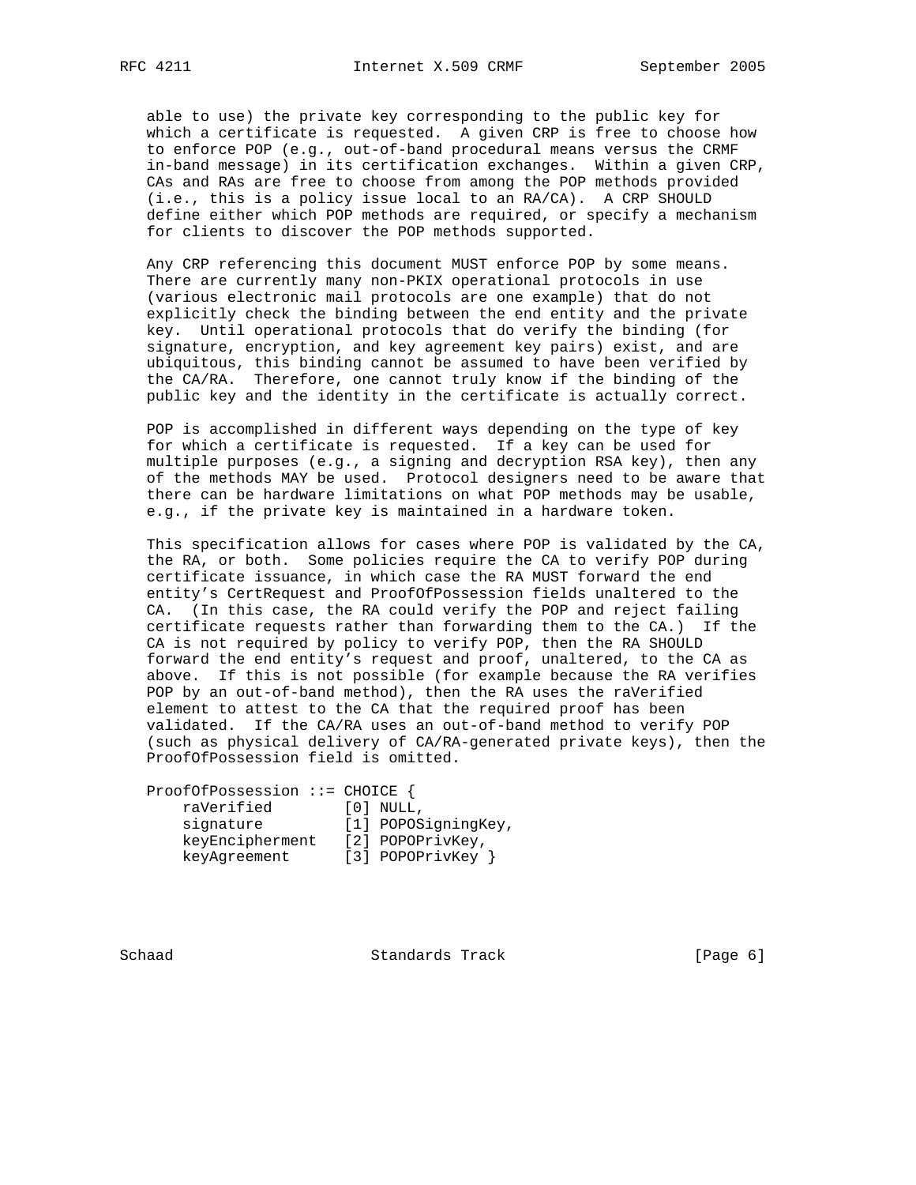able to use) the private key corresponding to the public key for which a certificate is requested. A given CRP is free to choose how to enforce POP (e.g., out-of-band procedural means versus the CRMF in-band message) in its certification exchanges. Within a given CRP, CAs and RAs are free to choose from among the POP methods provided (i.e., this is a policy issue local to an RA/CA). A CRP SHOULD define either which POP methods are required, or specify a mechanism for clients to discover the POP methods supported.

Any CRP referencing this document MUST enforce POP by some means. There are currently many non-PKIX operational protocols in use (various electronic mail protocols are one example) that do not explicitly check the binding between the end entity and the private key. Until operational protocols that do verify the binding (for signature, encryption, and key agreement key pairs) exist, and are ubiquitous, this binding cannot be assumed to have been verified by the CA/RA. Therefore, one cannot truly know if the binding of the public key and the identity in the certificate is actually correct.

POP is accomplished in different ways depending on the type of key for which a certificate is requested. If a key can be used for multiple purposes (e.g., a signing and decryption RSA key), then any of the methods MAY be used. Protocol designers need to be aware that there can be hardware limitations on what POP methods may be usable, e.g., if the private key is maintained in a hardware token.

This specification allows for cases where POP is validated by the CA, the RA, or both. Some policies require the CA to verify POP during certificate issuance, in which case the RA MUST forward the end entity's CertRequest and ProofOfPossession fields unaltered to the CA. (In this case, the RA could verify the POP and reject failing certificate requests rather than forwarding them to the CA.) If the CA is not required by policy to verify POP, then the RA SHOULD forward the end entity's request and proof, unaltered, to the CA as above. If this is not possible (for example because the RA verifies POP by an out-of-band method), then the RA uses the raVerified element to attest to the CA that the required proof has been validated. If the CA/RA uses an out-of-band method to verify POP (such as physical delivery of CA/RA-generated private keys), then the ProofOfPossession field is omitted.

```
ProofOfPossession ::= CHOICE {
    raVerified        [0] NULL,
    signature         [1] POPOSigningKey,
    keyEncipherment   [2] POPOPrivKey,
    keyAgreement      [3] POPOPrivKey }
```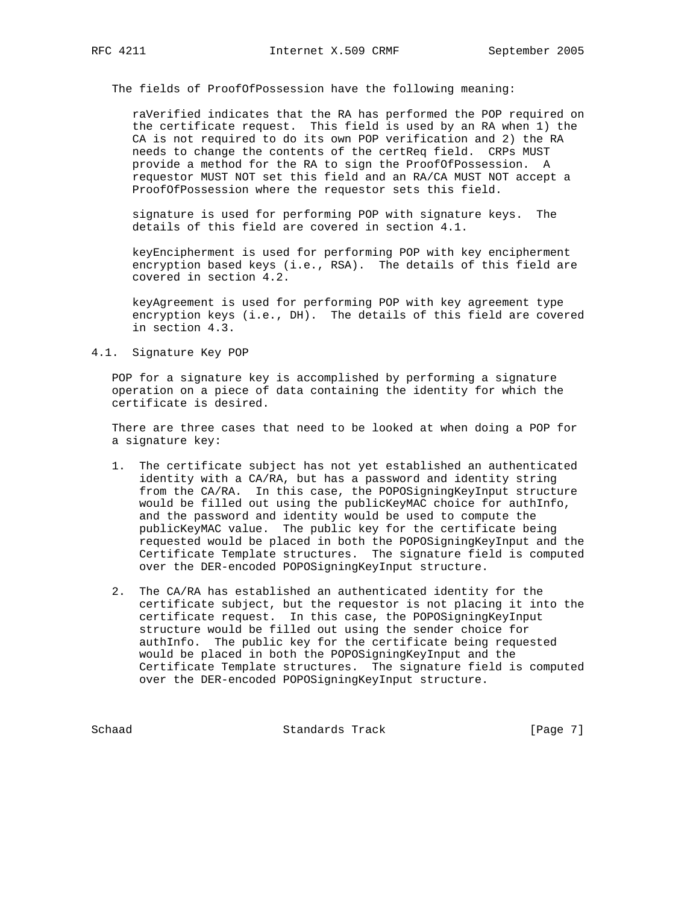The fields of ProofOfPossession have the following meaning:

raVerified indicates that the RA has performed the POP required on the certificate request. This field is used by an RA when 1) the CA is not required to do its own POP verification and 2) the RA needs to change the contents of the certReq field. CRPs MUST provide a method for the RA to sign the ProofOfPossession. A requestor MUST NOT set this field and an RA/CA MUST NOT accept a ProofOfPossession where the requestor sets this field.

signature is used for performing POP with signature keys. The details of this field are covered in section 4.1.

keyEncipherment is used for performing POP with key encipherment encryption based keys (i.e., RSA). The details of this field are covered in section 4.2.

keyAgreement is used for performing POP with key agreement type encryption keys (i.e., DH). The details of this field are covered in section 4.3.

## 4.1. Signature Key POP

POP for a signature key is accomplished by performing a signature operation on a piece of data containing the identity for which the certificate is desired.

There are three cases that need to be looked at when doing a POP for a signature key:

1. The certificate subject has not yet established an authenticated identity with a CA/RA, but has a password and identity string from the CA/RA. In this case, the POPOSigningKeyInput structure would be filled out using the publicKeyMAC choice for authInfo, and the password and identity would be used to compute the publicKeyMAC value. The public key for the certificate being requested would be placed in both the POPOSigningKeyInput and the Certificate Template structures. The signature field is computed over the DER-encoded POPOSigningKeyInput structure.

2. The CA/RA has established an authenticated identity for the certificate subject, but the requestor is not placing it into the certificate request. In this case, the POPOSigningKeyInput structure would be filled out using the sender choice for authInfo. The public key for the certificate being requested would be placed in both the POPOSigningKeyInput and the Certificate Template structures. The signature field is computed over the DER-encoded POPOSigningKeyInput structure.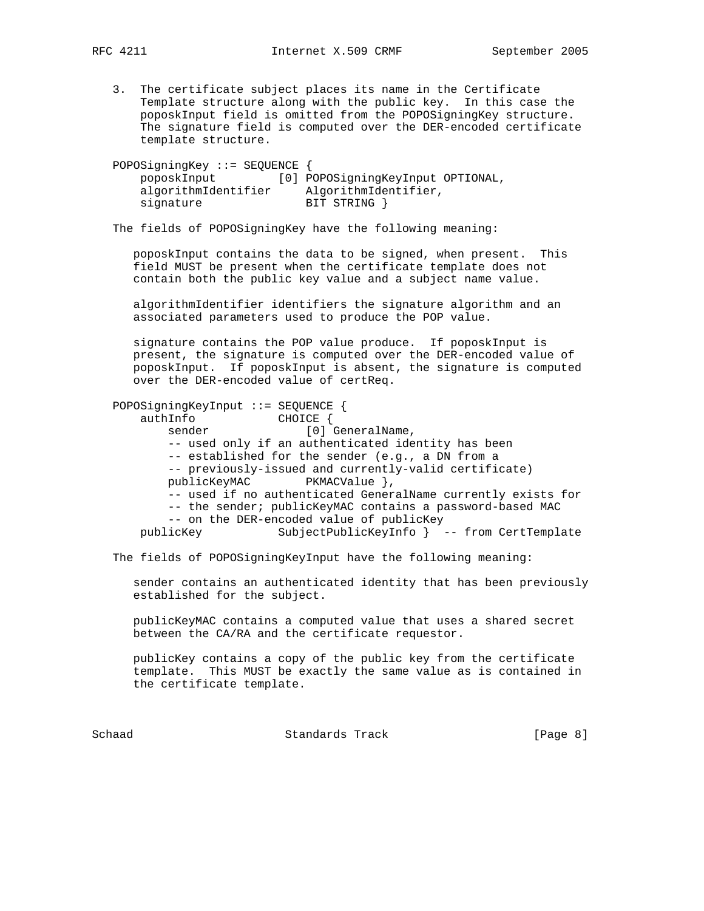3. The certificate subject places its name in the Certificate Template structure along with the public key. In this case the poposkInput field is omitted from the POPOSigningKey structure. The signature field is computed over the DER-encoded certificate template structure.

```
POPOSigningKey ::= SEQUENCE {
    poposkInput         [0] POPOSigningKeyInput OPTIONAL,
    algorithmIdentifier     AlgorithmIdentifier,
    signature               BIT STRING }
```

The fields of POPOSigningKey have the following meaning:

poposkInput contains the data to be signed, when present. This field MUST be present when the certificate template does not contain both the public key value and a subject name value.

algorithmIdentifier identifiers the signature algorithm and an associated parameters used to produce the POP value.

signature contains the POP value produce. If poposkInput is present, the signature is computed over the DER-encoded value of poposkInput. If poposkInput is absent, the signature is computed over the DER-encoded value of certReq.

```
POPOSigningKeyInput ::= SEQUENCE {
    authInfo            CHOICE {
        sender              [0] GeneralName,
        -- used only if an authenticated identity has been
        -- established for the sender (e.g., a DN from a
        -- previously-issued and currently-valid certificate)
        publicKeyMAC        PKMACValue },
        -- used if no authenticated GeneralName currently exists for
        -- the sender; publicKeyMAC contains a password-based MAC
        -- on the DER-encoded value of publicKey
    publicKey           SubjectPublicKeyInfo }  -- from CertTemplate
```

The fields of POPOSigningKeyInput have the following meaning:

sender contains an authenticated identity that has been previously established for the subject.

publicKeyMAC contains a computed value that uses a shared secret between the CA/RA and the certificate requestor.

publicKey contains a copy of the public key from the certificate template. This MUST be exactly the same value as is contained in the certificate template.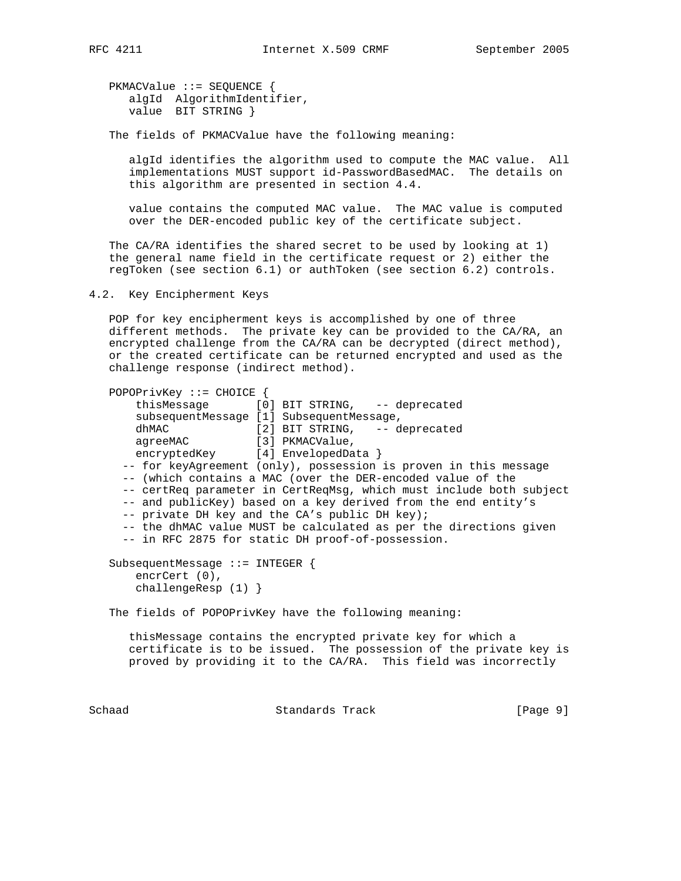```
PKMACValue ::= SEQUENCE {
   algId  AlgorithmIdentifier,
   value  BIT STRING }
```

The fields of PKMACValue have the following meaning:

algId identifies the algorithm used to compute the MAC value. All implementations MUST support id-PasswordBasedMAC. The details on this algorithm are presented in section 4.4.

value contains the computed MAC value. The MAC value is computed over the DER-encoded public key of the certificate subject.

The CA/RA identifies the shared secret to be used by looking at 1) the general name field in the certificate request or 2) either the regToken (see section 6.1) or authToken (see section 6.2) controls.

## 4.2. Key Encipherment Keys

POP for key encipherment keys is accomplished by one of three different methods. The private key can be provided to the CA/RA, an encrypted challenge from the CA/RA can be decrypted (direct method), or the created certificate can be returned encrypted and used as the challenge response (indirect method).

```
POPOPrivKey ::= CHOICE {
    thisMessage       [0] BIT STRING,   -- deprecated
    subsequentMessage [1] SubsequentMessage,
    dhMAC             [2] BIT STRING,   -- deprecated
    agreeMAC          [3] PKMACValue,
    encryptedKey      [4] EnvelopedData }
  -- for keyAgreement (only), possession is proven in this message
  -- (which contains a MAC (over the DER-encoded value of the
  -- certReq parameter in CertReqMsg, which must include both subject
  -- and publicKey) based on a key derived from the end entity's
  -- private DH key and the CA's public DH key);
  -- the dhMAC value MUST be calculated as per the directions given
  -- in RFC 2875 for static DH proof-of-possession.

SubsequentMessage ::= INTEGER {
    encrCert (0),
    challengeResp (1) }
```

The fields of POPOPrivKey have the following meaning:

thisMessage contains the encrypted private key for which a certificate is to be issued. The possession of the private key is proved by providing it to the CA/RA. This field was incorrectly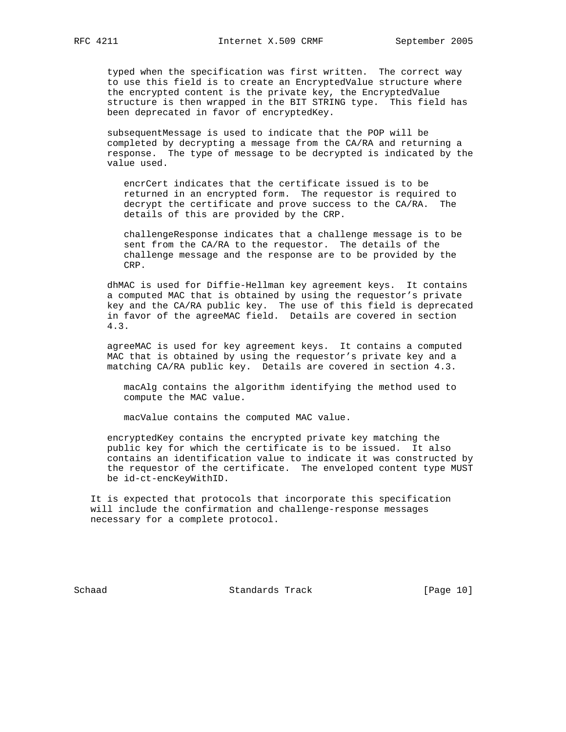typed when the specification was first written. The correct way to use this field is to create an EncryptedValue structure where the encrypted content is the private key, the EncryptedValue structure is then wrapped in the BIT STRING type. This field has been deprecated in favor of encryptedKey.

subsequentMessage is used to indicate that the POP will be completed by decrypting a message from the CA/RA and returning a response. The type of message to be decrypted is indicated by the value used.

- encrCert indicates that the certificate issued is to be returned in an encrypted form. The requestor is required to decrypt the certificate and prove success to the CA/RA. The details of this are provided by the CRP.

- challengeResponse indicates that a challenge message is to be sent from the CA/RA to the requestor. The details of the challenge message and the response are to be provided by the CRP.

dhMAC is used for Diffie-Hellman key agreement keys. It contains a computed MAC that is obtained by using the requestor's private key and the CA/RA public key. The use of this field is deprecated in favor of the agreeMAC field. Details are covered in section 4.3.

agreeMAC is used for key agreement keys. It contains a computed MAC that is obtained by using the requestor's private key and a matching CA/RA public key. Details are covered in section 4.3.

- macAlg contains the algorithm identifying the method used to compute the MAC value.

- macValue contains the computed MAC value.

encryptedKey contains the encrypted private key matching the public key for which the certificate is to be issued. It also contains an identification value to indicate it was constructed by the requestor of the certificate. The enveloped content type MUST be id-ct-encKeyWithID.

It is expected that protocols that incorporate this specification will include the confirmation and challenge-response messages necessary for a complete protocol.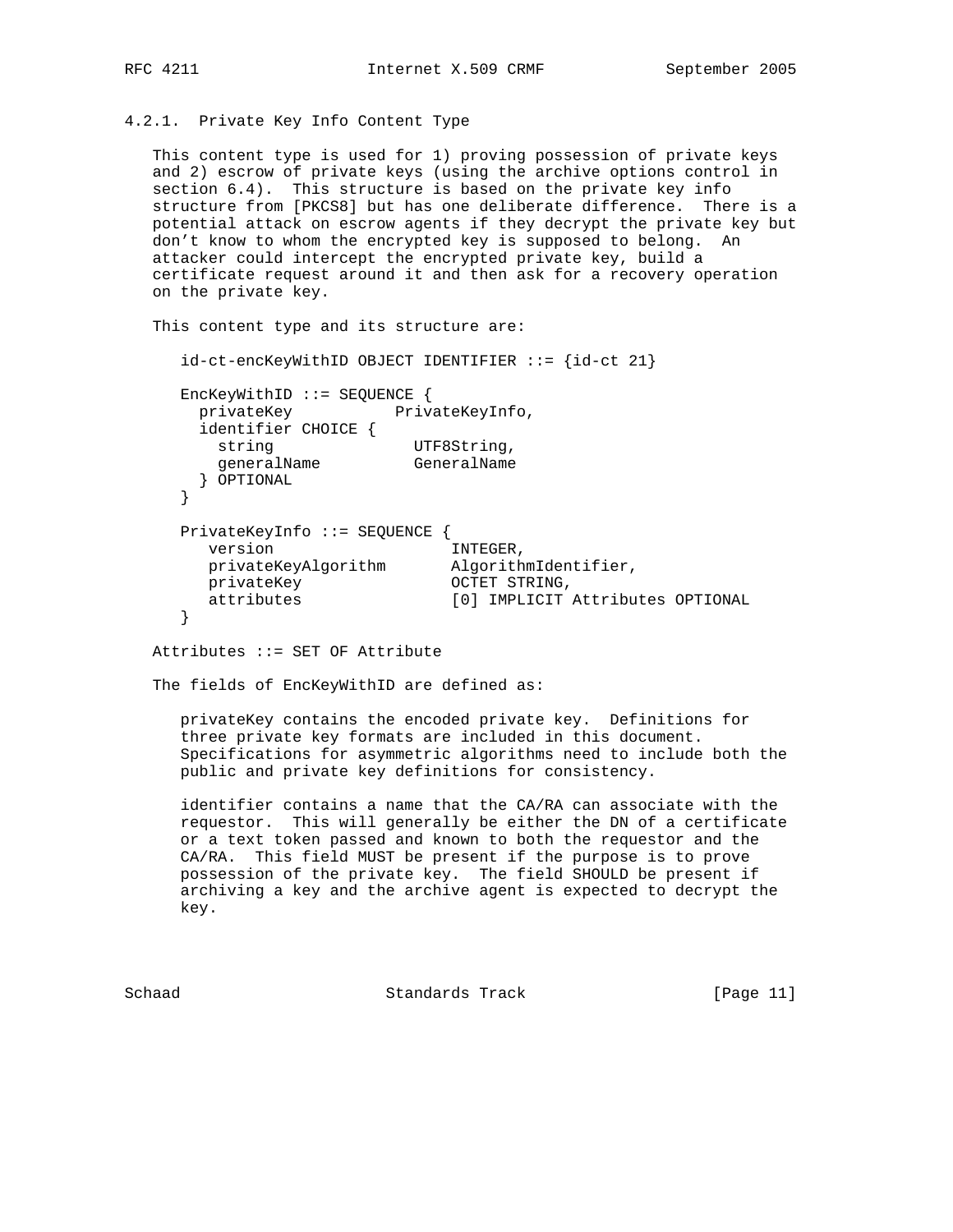### 4.2.1. Private Key Info Content Type

This content type is used for 1) proving possession of private keys and 2) escrow of private keys (using the archive options control in section 6.4). This structure is based on the private key info structure from [PKCS8] but has one deliberate difference. There is a potential attack on escrow agents if they decrypt the private key but don't know to whom the encrypted key is supposed to belong. An attacker could intercept the encrypted private key, build a certificate request around it and then ask for a recovery operation on the private key.

This content type and its structure are:

```
id-ct-encKeyWithID OBJECT IDENTIFIER ::= {id-ct 21}

EncKeyWithID ::= SEQUENCE {
  privateKey           PrivateKeyInfo,
  identifier CHOICE {
    string               UTF8String,
    generalName          GeneralName
  } OPTIONAL
}

PrivateKeyInfo ::= SEQUENCE {
   version                   INTEGER,
   privateKeyAlgorithm       AlgorithmIdentifier,
   privateKey                OCTET STRING,
   attributes                [0] IMPLICIT Attributes OPTIONAL
}
```

```
Attributes ::= SET OF Attribute
```

The fields of EncKeyWithID are defined as:

privateKey contains the encoded private key. Definitions for three private key formats are included in this document. Specifications for asymmetric algorithms need to include both the public and private key definitions for consistency.

identifier contains a name that the CA/RA can associate with the requestor. This will generally be either the DN of a certificate or a text token passed and known to both the requestor and the CA/RA. This field MUST be present if the purpose is to prove possession of the private key. The field SHOULD be present if archiving a key and the archive agent is expected to decrypt the key.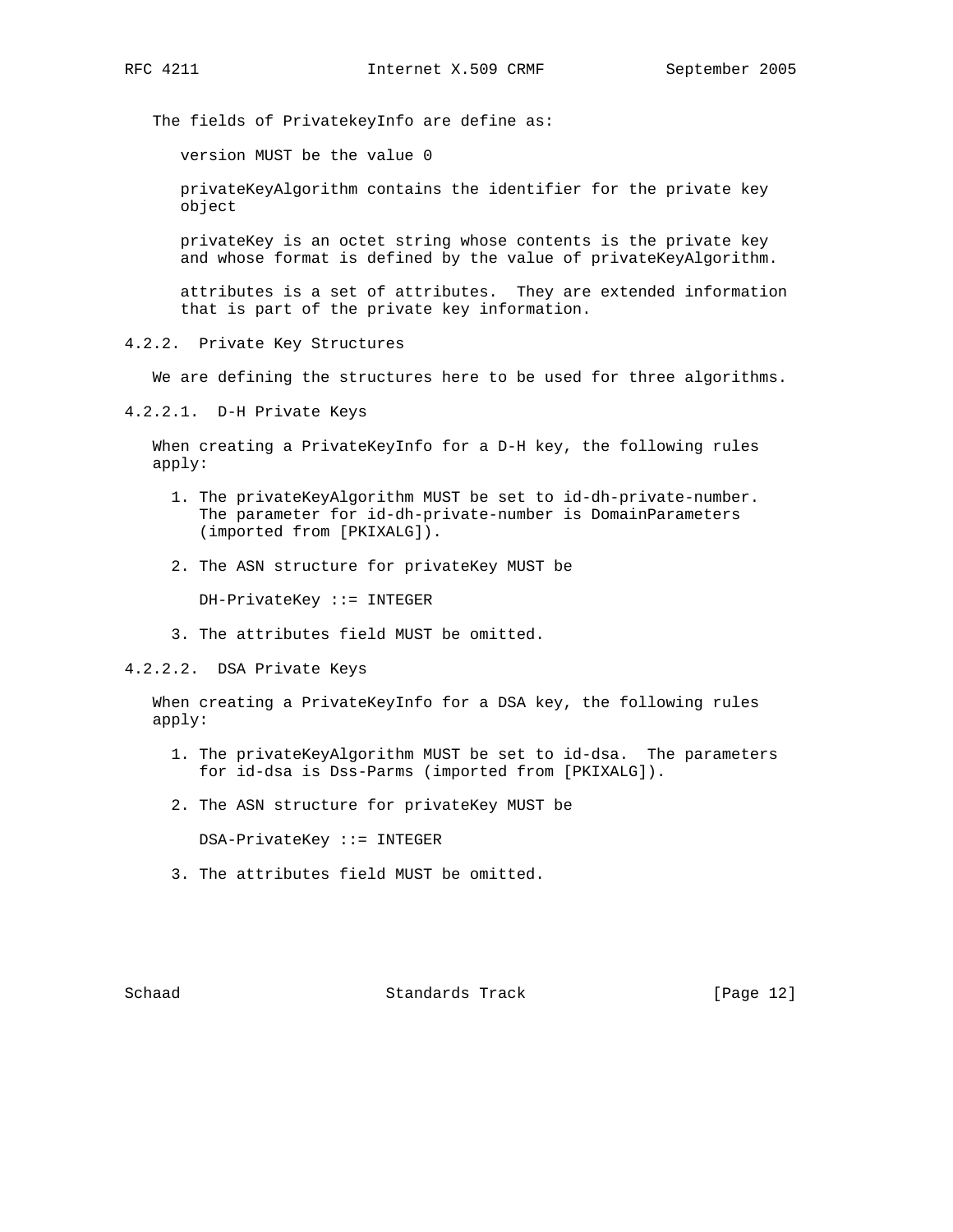The fields of PrivatekeyInfo are define as:

version MUST be the value 0

privateKeyAlgorithm contains the identifier for the private key object

privateKey is an octet string whose contents is the private key and whose format is defined by the value of privateKeyAlgorithm.

attributes is a set of attributes. They are extended information that is part of the private key information.

### 4.2.2. Private Key Structures

We are defining the structures here to be used for three algorithms.

#### 4.2.2.1. D-H Private Keys

When creating a PrivateKeyInfo for a D-H key, the following rules apply:

1. The privateKeyAlgorithm MUST be set to id-dh-private-number. The parameter for id-dh-private-number is DomainParameters (imported from [PKIXALG]).

2. The ASN structure for privateKey MUST be

   ```
   DH-PrivateKey ::= INTEGER
   ```

3. The attributes field MUST be omitted.

#### 4.2.2.2. DSA Private Keys

When creating a PrivateKeyInfo for a DSA key, the following rules apply:

1. The privateKeyAlgorithm MUST be set to id-dsa. The parameters for id-dsa is Dss-Parms (imported from [PKIXALG]).

2. The ASN structure for privateKey MUST be

   ```
   DSA-PrivateKey ::= INTEGER
   ```

3. The attributes field MUST be omitted.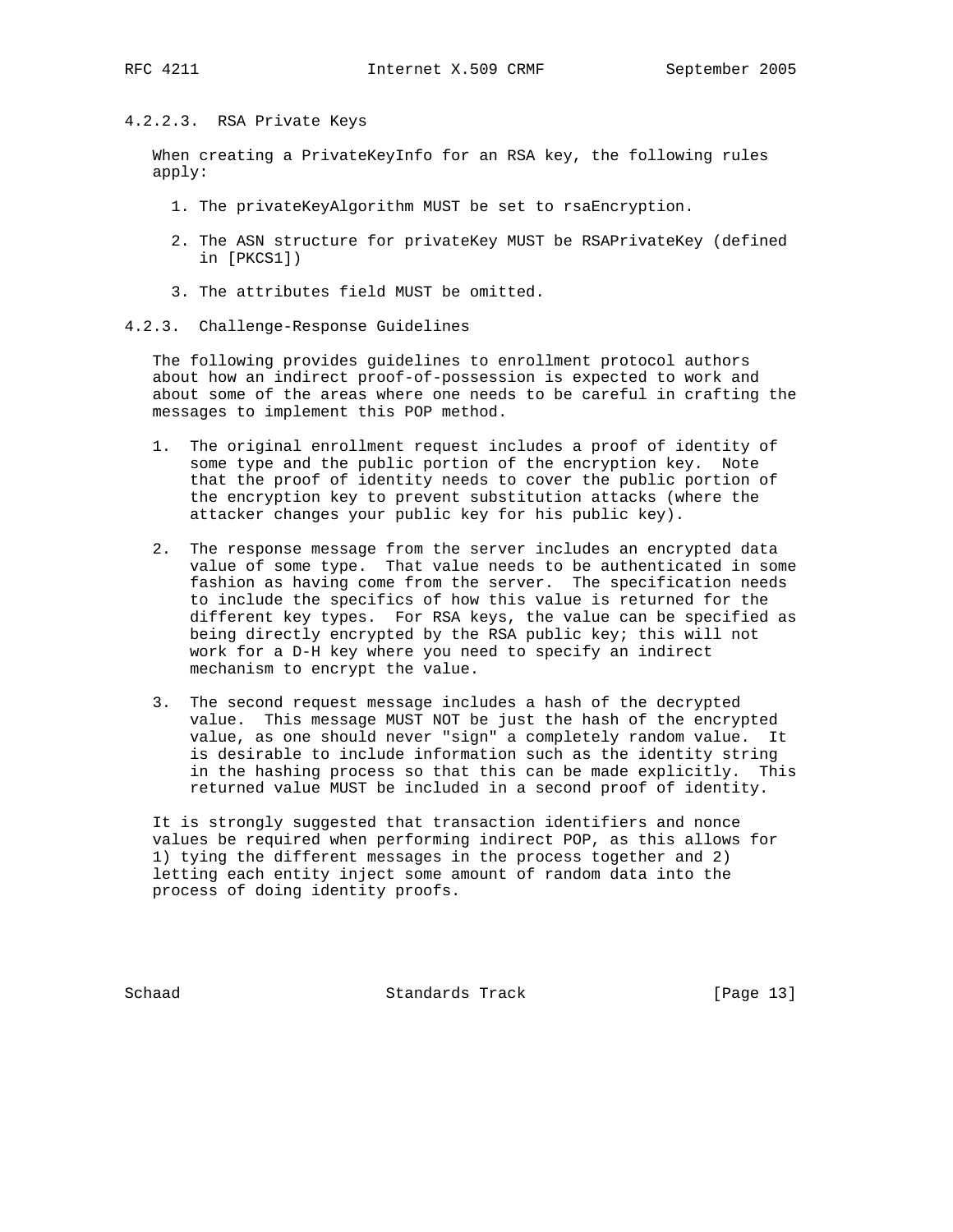#### 4.2.2.3. RSA Private Keys

When creating a PrivateKeyInfo for an RSA key, the following rules apply:

1. The privateKeyAlgorithm MUST be set to rsaEncryption.

2. The ASN structure for privateKey MUST be RSAPrivateKey (defined in [PKCS1])

3. The attributes field MUST be omitted.

### 4.2.3. Challenge-Response Guidelines

The following provides guidelines to enrollment protocol authors about how an indirect proof-of-possession is expected to work and about some of the areas where one needs to be careful in crafting the messages to implement this POP method.

1. The original enrollment request includes a proof of identity of some type and the public portion of the encryption key. Note that the proof of identity needs to cover the public portion of the encryption key to prevent substitution attacks (where the attacker changes your public key for his public key).

2. The response message from the server includes an encrypted data value of some type. That value needs to be authenticated in some fashion as having come from the server. The specification needs to include the specifics of how this value is returned for the different key types. For RSA keys, the value can be specified as being directly encrypted by the RSA public key; this will not work for a D-H key where you need to specify an indirect mechanism to encrypt the value.

3. The second request message includes a hash of the decrypted value. This message MUST NOT be just the hash of the encrypted value, as one should never "sign" a completely random value. It is desirable to include information such as the identity string in the hashing process so that this can be made explicitly. This returned value MUST be included in a second proof of identity.

It is strongly suggested that transaction identifiers and nonce values be required when performing indirect POP, as this allows for 1) tying the different messages in the process together and 2) letting each entity inject some amount of random data into the process of doing identity proofs.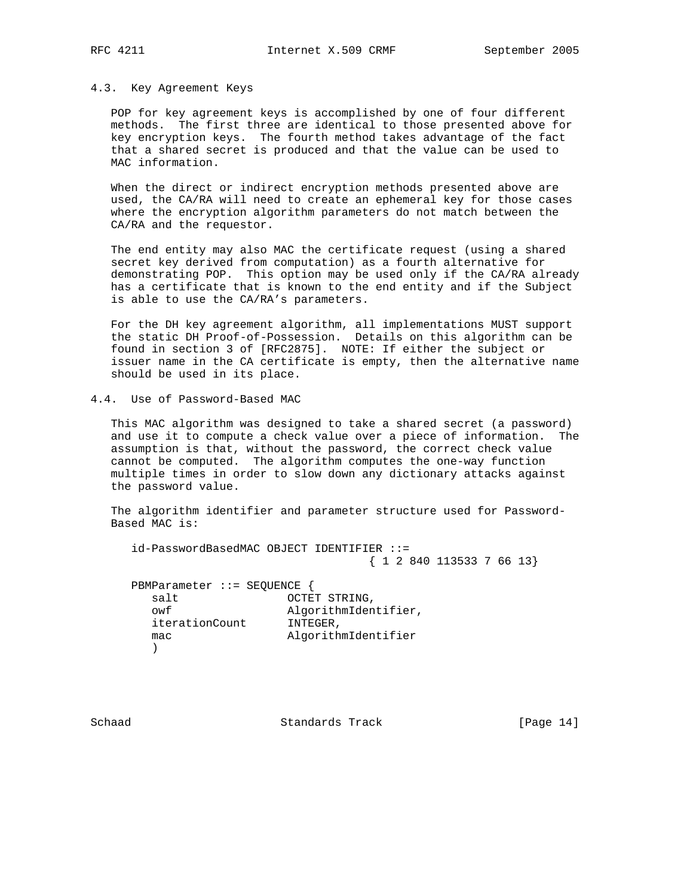### 4.3. Key Agreement Keys

POP for key agreement keys is accomplished by one of four different methods. The first three are identical to those presented above for key encryption keys. The fourth method takes advantage of the fact that a shared secret is produced and that the value can be used to MAC information.

When the direct or indirect encryption methods presented above are used, the CA/RA will need to create an ephemeral key for those cases where the encryption algorithm parameters do not match between the CA/RA and the requestor.

The end entity may also MAC the certificate request (using a shared secret key derived from computation) as a fourth alternative for demonstrating POP. This option may be used only if the CA/RA already has a certificate that is known to the end entity and if the Subject is able to use the CA/RA's parameters.

For the DH key agreement algorithm, all implementations MUST support the static DH Proof-of-Possession. Details on this algorithm can be found in section 3 of [RFC2875]. NOTE: If either the subject or issuer name in the CA certificate is empty, then the alternative name should be used in its place.

### 4.4. Use of Password-Based MAC

This MAC algorithm was designed to take a shared secret (a password) and use it to compute a check value over a piece of information. The assumption is that, without the password, the correct check value cannot be computed. The algorithm computes the one-way function multiple times in order to slow down any dictionary attacks against the password value.

The algorithm identifier and parameter structure used for Password-Based MAC is:

```
id-PasswordBasedMAC OBJECT IDENTIFIER ::=
                                  { 1 2 840 113533 7 66 13}

PBMParameter ::= SEQUENCE {
   salt                OCTET STRING,
   owf                 AlgorithmIdentifier,
   iterationCount      INTEGER,
   mac                 AlgorithmIdentifier
   )
```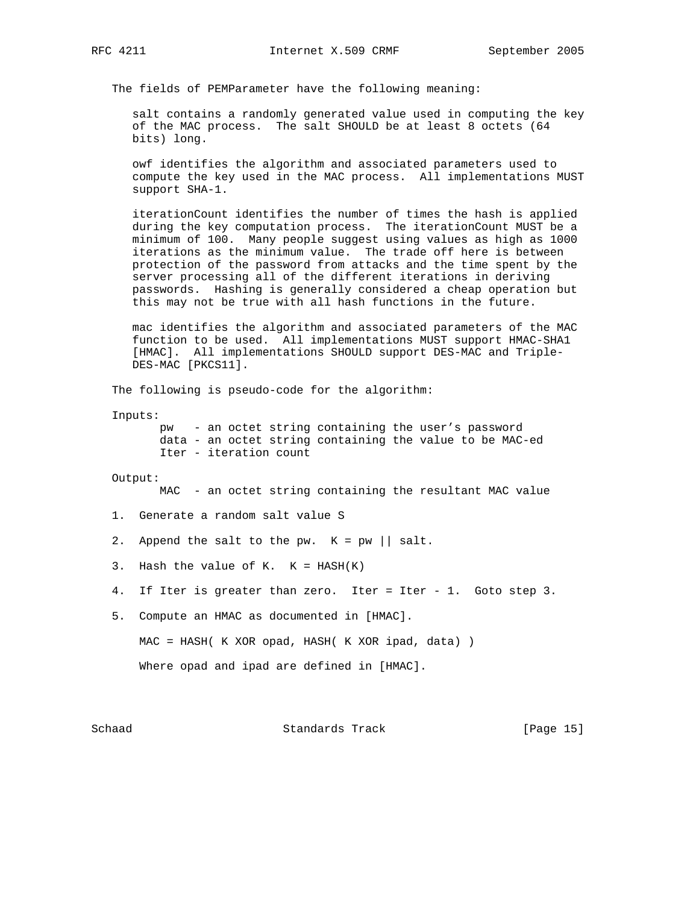The fields of PEMParameter have the following meaning:

salt contains a randomly generated value used in computing the key of the MAC process. The salt SHOULD be at least 8 octets (64 bits) long.

owf identifies the algorithm and associated parameters used to compute the key used in the MAC process. All implementations MUST support SHA-1.

iterationCount identifies the number of times the hash is applied during the key computation process. The iterationCount MUST be a minimum of 100. Many people suggest using values as high as 1000 iterations as the minimum value. The trade off here is between protection of the password from attacks and the time spent by the server processing all of the different iterations in deriving passwords. Hashing is generally considered a cheap operation but this may not be true with all hash functions in the future.

mac identifies the algorithm and associated parameters of the MAC function to be used. All implementations MUST support HMAC-SHA1 [HMAC]. All implementations SHOULD support DES-MAC and Triple-DES-MAC [PKCS11].

The following is pseudo-code for the algorithm:

```
Inputs:
      pw   - an octet string containing the user's password
      data - an octet string containing the value to be MAC-ed
      Iter - iteration count

Output:
      MAC  - an octet string containing the resultant MAC value

1.  Generate a random salt value S

2.  Append the salt to the pw.  K = pw || salt.

3.  Hash the value of K.  K = HASH(K)

4.  If Iter is greater than zero.  Iter = Iter - 1.  Goto step 3.

5.  Compute an HMAC as documented in [HMAC].

    MAC = HASH( K XOR opad, HASH( K XOR ipad, data) )

    Where opad and ipad are defined in [HMAC].
```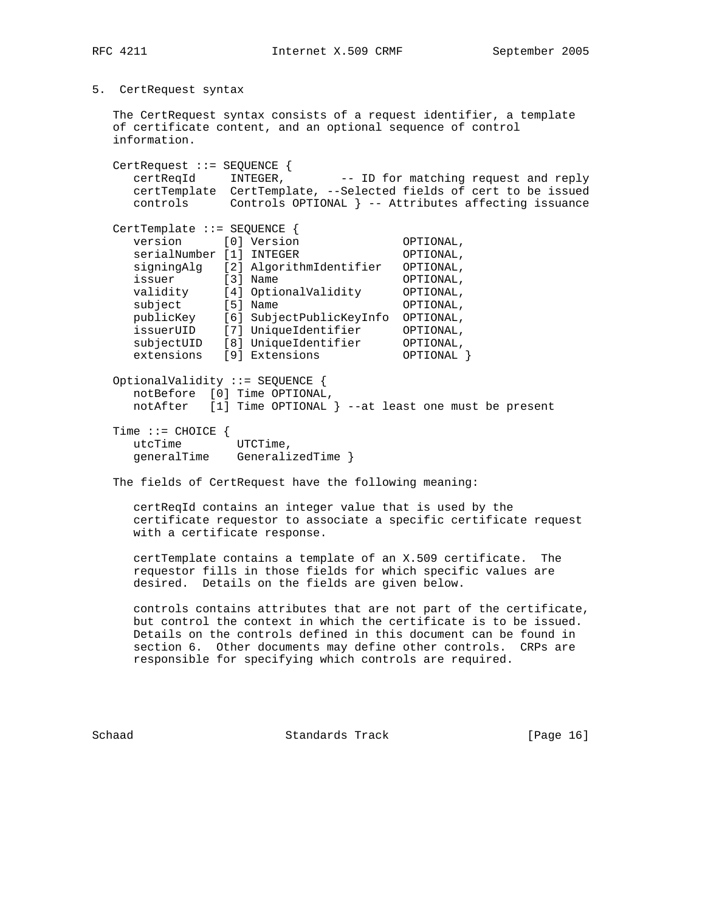## 5. CertRequest syntax

The CertRequest syntax consists of a request identifier, a template of certificate content, and an optional sequence of control information.

```
CertRequest ::= SEQUENCE {
   certReqId     INTEGER,        -- ID for matching request and reply
   certTemplate  CertTemplate, --Selected fields of cert to be issued
   controls      Controls OPTIONAL } -- Attributes affecting issuance

CertTemplate ::= SEQUENCE {
   version      [0] Version               OPTIONAL,
   serialNumber [1] INTEGER               OPTIONAL,
   signingAlg   [2] AlgorithmIdentifier   OPTIONAL,
   issuer       [3] Name                  OPTIONAL,
   validity     [4] OptionalValidity      OPTIONAL,
   subject      [5] Name                  OPTIONAL,
   publicKey    [6] SubjectPublicKeyInfo  OPTIONAL,
   issuerUID    [7] UniqueIdentifier      OPTIONAL,
   subjectUID   [8] UniqueIdentifier      OPTIONAL,
   extensions   [9] Extensions            OPTIONAL }

OptionalValidity ::= SEQUENCE {
   notBefore  [0] Time OPTIONAL,
   notAfter   [1] Time OPTIONAL } --at least one must be present

Time ::= CHOICE {
   utcTime        UTCTime,
   generalTime    GeneralizedTime }
```

The fields of CertRequest have the following meaning:

certReqId contains an integer value that is used by the certificate requestor to associate a specific certificate request with a certificate response.

certTemplate contains a template of an X.509 certificate. The requestor fills in those fields for which specific values are desired. Details on the fields are given below.

controls contains attributes that are not part of the certificate, but control the context in which the certificate is to be issued. Details on the controls defined in this document can be found in section 6. Other documents may define other controls. CRPs are responsible for specifying which controls are required.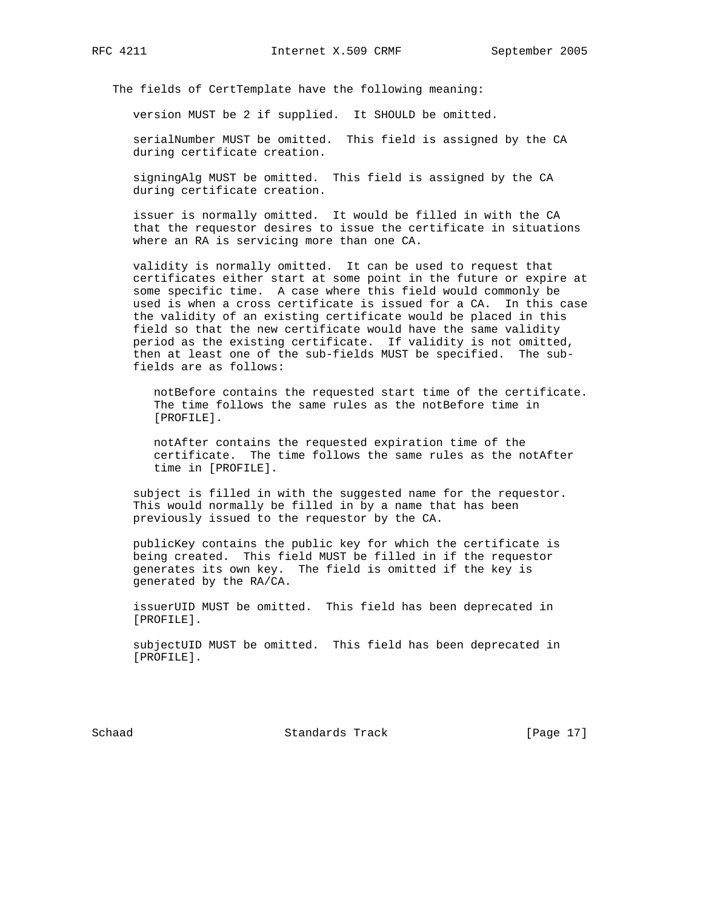The fields of CertTemplate have the following meaning:

version MUST be 2 if supplied. It SHOULD be omitted.

serialNumber MUST be omitted. This field is assigned by the CA during certificate creation.

signingAlg MUST be omitted. This field is assigned by the CA during certificate creation.

issuer is normally omitted. It would be filled in with the CA that the requestor desires to issue the certificate in situations where an RA is servicing more than one CA.

validity is normally omitted. It can be used to request that certificates either start at some point in the future or expire at some specific time. A case where this field would commonly be used is when a cross certificate is issued for a CA. In this case the validity of an existing certificate would be placed in this field so that the new certificate would have the same validity period as the existing certificate. If validity is not omitted, then at least one of the sub-fields MUST be specified. The sub-fields are as follows:

> notBefore contains the requested start time of the certificate. The time follows the same rules as the notBefore time in [PROFILE].
>
> notAfter contains the requested expiration time of the certificate. The time follows the same rules as the notAfter time in [PROFILE].

subject is filled in with the suggested name for the requestor. This would normally be filled in by a name that has been previously issued to the requestor by the CA.

publicKey contains the public key for which the certificate is being created. This field MUST be filled in if the requestor generates its own key. The field is omitted if the key is generated by the RA/CA.

issuerUID MUST be omitted. This field has been deprecated in [PROFILE].

subjectUID MUST be omitted. This field has been deprecated in [PROFILE].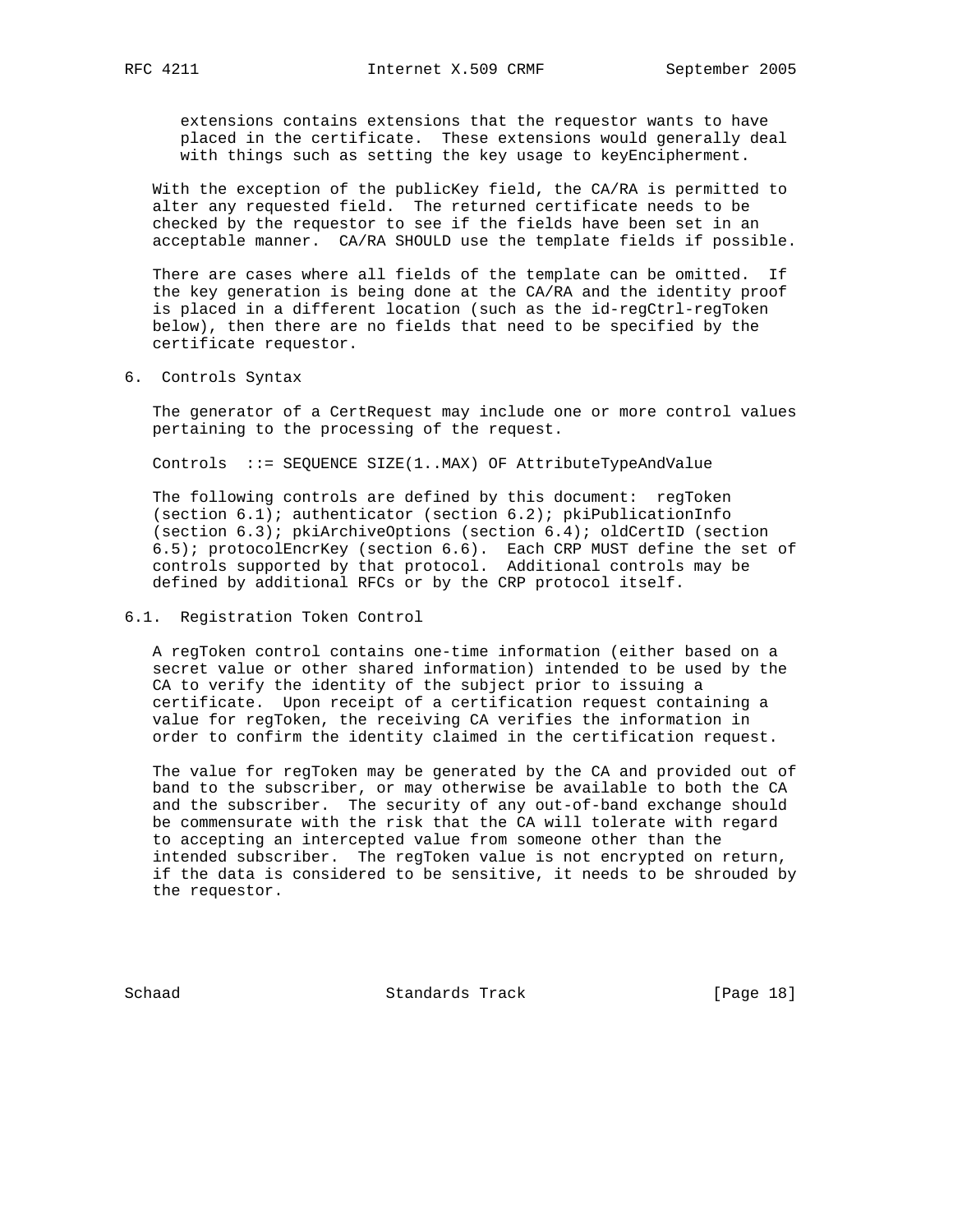extensions contains extensions that the requestor wants to have placed in the certificate. These extensions would generally deal with things such as setting the key usage to keyEncipherment.

With the exception of the publicKey field, the CA/RA is permitted to alter any requested field. The returned certificate needs to be checked by the requestor to see if the fields have been set in an acceptable manner. CA/RA SHOULD use the template fields if possible.

There are cases where all fields of the template can be omitted. If the key generation is being done at the CA/RA and the identity proof is placed in a different location (such as the id-regCtrl-regToken below), then there are no fields that need to be specified by the certificate requestor.

## 6. Controls Syntax

The generator of a CertRequest may include one or more control values pertaining to the processing of the request.

```
Controls  ::= SEQUENCE SIZE(1..MAX) OF AttributeTypeAndValue
```

The following controls are defined by this document: regToken (section 6.1); authenticator (section 6.2); pkiPublicationInfo (section 6.3); pkiArchiveOptions (section 6.4); oldCertID (section 6.5); protocolEncrKey (section 6.6). Each CRP MUST define the set of controls supported by that protocol. Additional controls may be defined by additional RFCs or by the CRP protocol itself.

### 6.1. Registration Token Control

A regToken control contains one-time information (either based on a secret value or other shared information) intended to be used by the CA to verify the identity of the subject prior to issuing a certificate. Upon receipt of a certification request containing a value for regToken, the receiving CA verifies the information in order to confirm the identity claimed in the certification request.

The value for regToken may be generated by the CA and provided out of band to the subscriber, or may otherwise be available to both the CA and the subscriber. The security of any out-of-band exchange should be commensurate with the risk that the CA will tolerate with regard to accepting an intercepted value from someone other than the intended subscriber. The regToken value is not encrypted on return, if the data is considered to be sensitive, it needs to be shrouded by the requestor.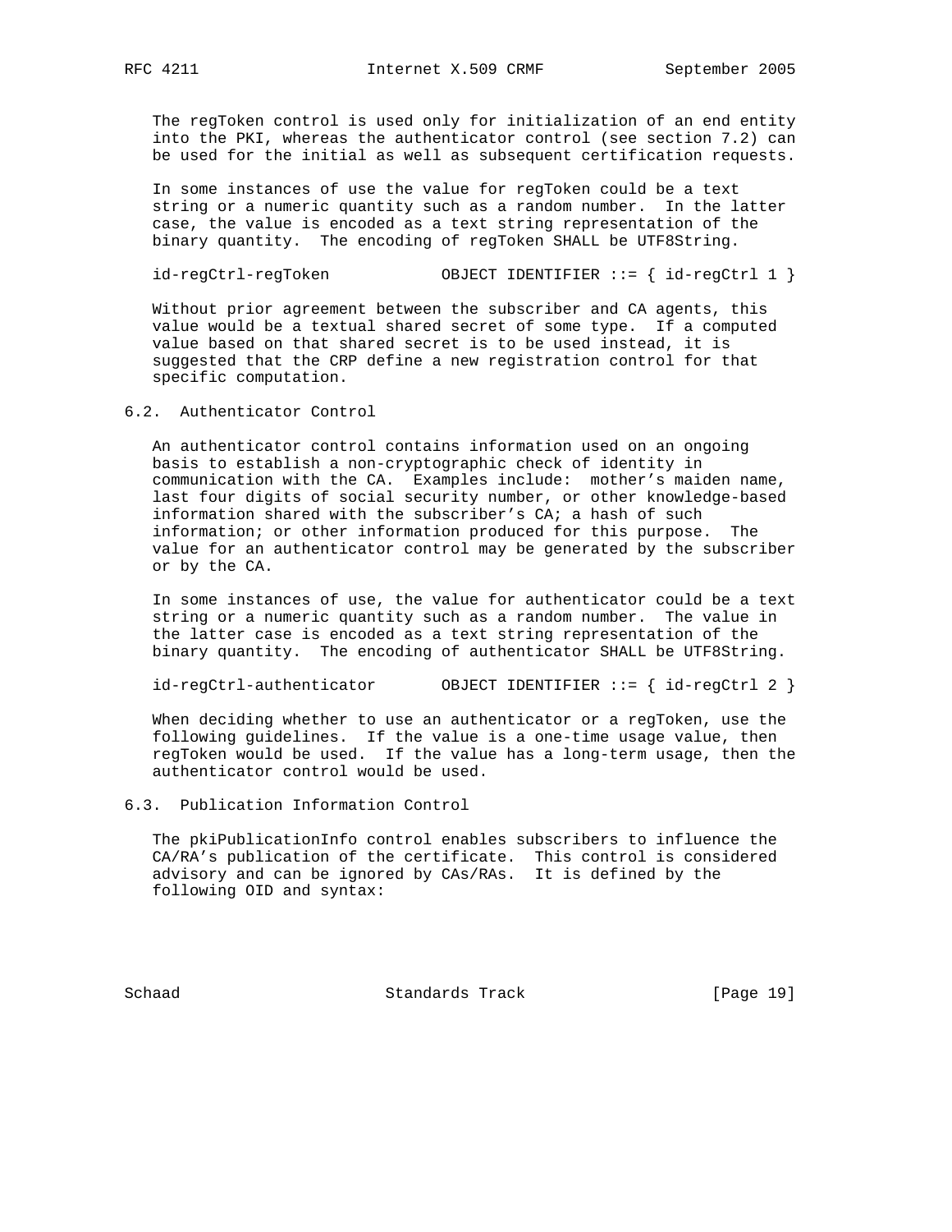The regToken control is used only for initialization of an end entity into the PKI, whereas the authenticator control (see section 7.2) can be used for the initial as well as subsequent certification requests.

In some instances of use the value for regToken could be a text string or a numeric quantity such as a random number. In the latter case, the value is encoded as a text string representation of the binary quantity. The encoding of regToken SHALL be UTF8String.

```
id-regCtrl-regToken            OBJECT IDENTIFIER ::= { id-regCtrl 1 }
```

Without prior agreement between the subscriber and CA agents, this value would be a textual shared secret of some type. If a computed value based on that shared secret is to be used instead, it is suggested that the CRP define a new registration control for that specific computation.

## 6.2. Authenticator Control

An authenticator control contains information used on an ongoing basis to establish a non-cryptographic check of identity in communication with the CA. Examples include: mother's maiden name, last four digits of social security number, or other knowledge-based information shared with the subscriber's CA; a hash of such information; or other information produced for this purpose. The value for an authenticator control may be generated by the subscriber or by the CA.

In some instances of use, the value for authenticator could be a text string or a numeric quantity such as a random number. The value in the latter case is encoded as a text string representation of the binary quantity. The encoding of authenticator SHALL be UTF8String.

```
id-regCtrl-authenticator       OBJECT IDENTIFIER ::= { id-regCtrl 2 }
```

When deciding whether to use an authenticator or a regToken, use the following guidelines. If the value is a one-time usage value, then regToken would be used. If the value has a long-term usage, then the authenticator control would be used.

## 6.3. Publication Information Control

The pkiPublicationInfo control enables subscribers to influence the CA/RA's publication of the certificate. This control is considered advisory and can be ignored by CAs/RAs. It is defined by the following OID and syntax: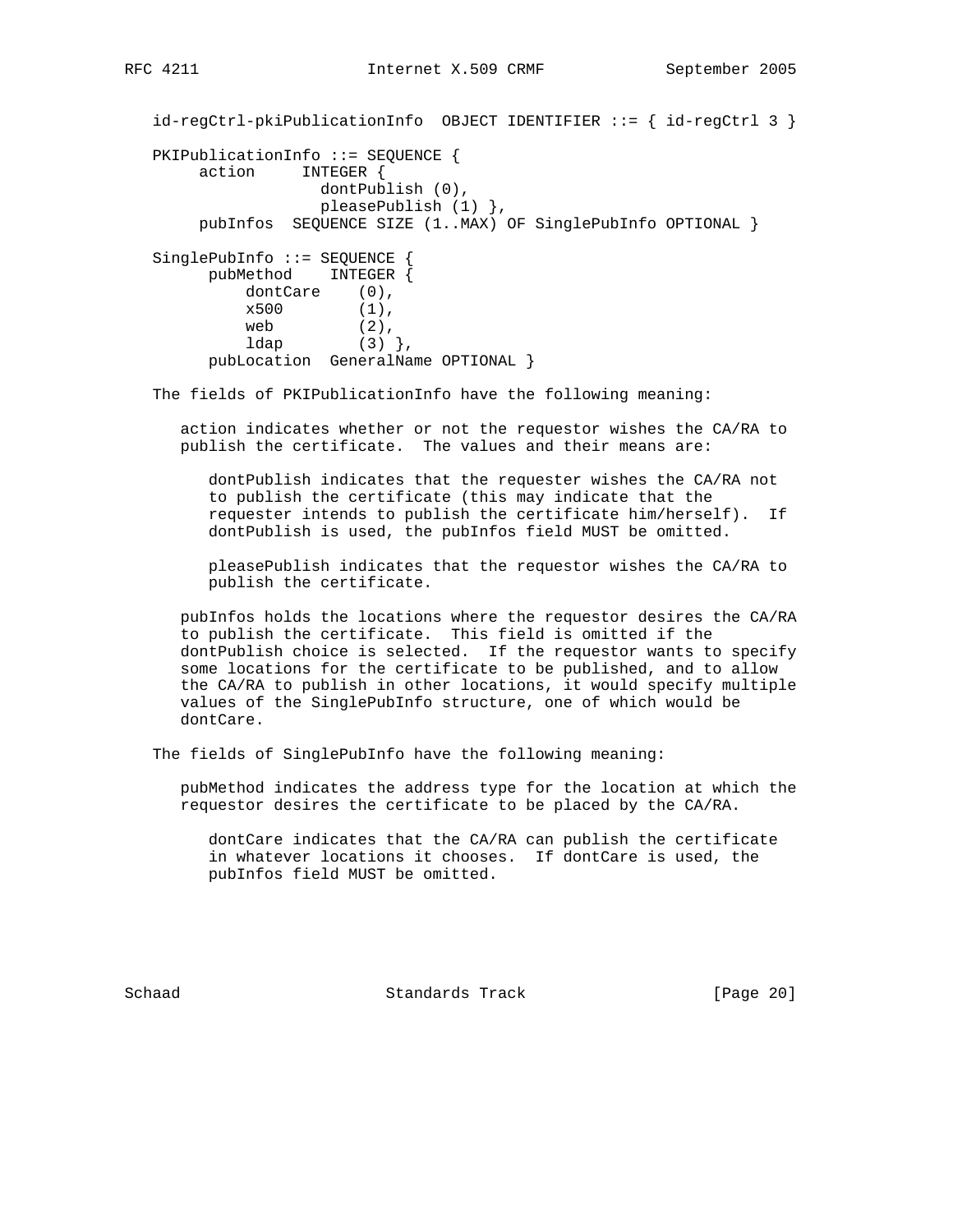```
id-regCtrl-pkiPublicationInfo  OBJECT IDENTIFIER ::= { id-regCtrl 3 }

PKIPublicationInfo ::= SEQUENCE {
     action     INTEGER {
                  dontPublish (0),
                  pleasePublish (1) },
     pubInfos  SEQUENCE SIZE (1..MAX) OF SinglePubInfo OPTIONAL }

SinglePubInfo ::= SEQUENCE {
      pubMethod    INTEGER {
          dontCare    (0),
          x500        (1),
          web         (2),
          ldap        (3) },
      pubLocation  GeneralName OPTIONAL }
```

The fields of PKIPublicationInfo have the following meaning:

action indicates whether or not the requestor wishes the CA/RA to publish the certificate. The values and their means are:

dontPublish indicates that the requester wishes the CA/RA not to publish the certificate (this may indicate that the requester intends to publish the certificate him/herself). If dontPublish is used, the pubInfos field MUST be omitted.

pleasePublish indicates that the requestor wishes the CA/RA to publish the certificate.

pubInfos holds the locations where the requestor desires the CA/RA to publish the certificate. This field is omitted if the dontPublish choice is selected. If the requestor wants to specify some locations for the certificate to be published, and to allow the CA/RA to publish in other locations, it would specify multiple values of the SinglePubInfo structure, one of which would be dontCare.

The fields of SinglePubInfo have the following meaning:

pubMethod indicates the address type for the location at which the requestor desires the certificate to be placed by the CA/RA.

dontCare indicates that the CA/RA can publish the certificate in whatever locations it chooses. If dontCare is used, the pubInfos field MUST be omitted.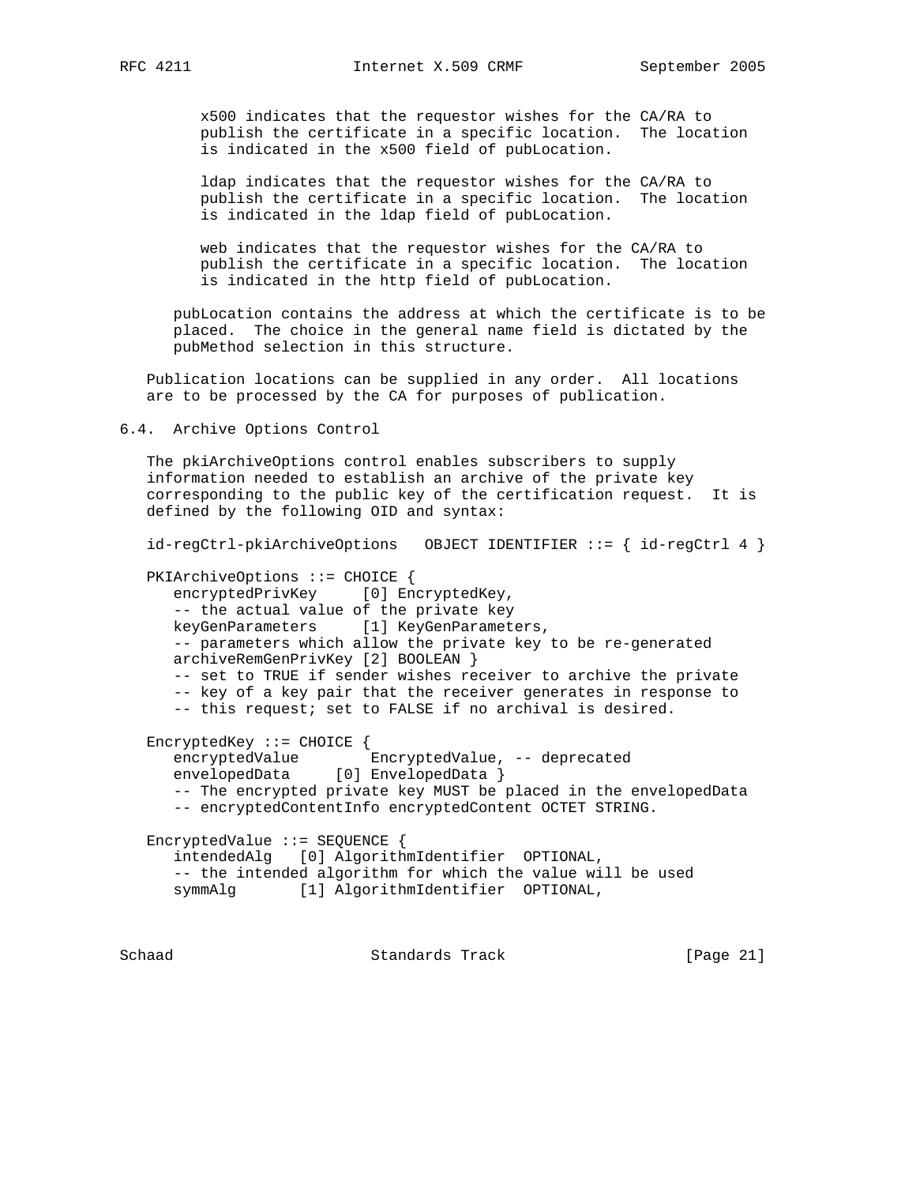x500 indicates that the requestor wishes for the CA/RA to publish the certificate in a specific location. The location is indicated in the x500 field of pubLocation.

ldap indicates that the requestor wishes for the CA/RA to publish the certificate in a specific location. The location is indicated in the ldap field of pubLocation.

web indicates that the requestor wishes for the CA/RA to publish the certificate in a specific location. The location is indicated in the http field of pubLocation.

pubLocation contains the address at which the certificate is to be placed. The choice in the general name field is dictated by the pubMethod selection in this structure.

Publication locations can be supplied in any order. All locations are to be processed by the CA for purposes of publication.

## 6.4. Archive Options Control

The pkiArchiveOptions control enables subscribers to supply information needed to establish an archive of the private key corresponding to the public key of the certification request. It is defined by the following OID and syntax:

```
id-regCtrl-pkiArchiveOptions   OBJECT IDENTIFIER ::= { id-regCtrl 4 }

PKIArchiveOptions ::= CHOICE {
   encryptedPrivKey     [0] EncryptedKey,
   -- the actual value of the private key
   keyGenParameters     [1] KeyGenParameters,
   -- parameters which allow the private key to be re-generated
   archiveRemGenPrivKey [2] BOOLEAN }
   -- set to TRUE if sender wishes receiver to archive the private
   -- key of a key pair that the receiver generates in response to
   -- this request; set to FALSE if no archival is desired.

EncryptedKey ::= CHOICE {
   encryptedValue        EncryptedValue, -- deprecated
   envelopedData     [0] EnvelopedData }
   -- The encrypted private key MUST be placed in the envelopedData
   -- encryptedContentInfo encryptedContent OCTET STRING.

EncryptedValue ::= SEQUENCE {
   intendedAlg   [0] AlgorithmIdentifier  OPTIONAL,
   -- the intended algorithm for which the value will be used
   symmAlg       [1] AlgorithmIdentifier  OPTIONAL,
```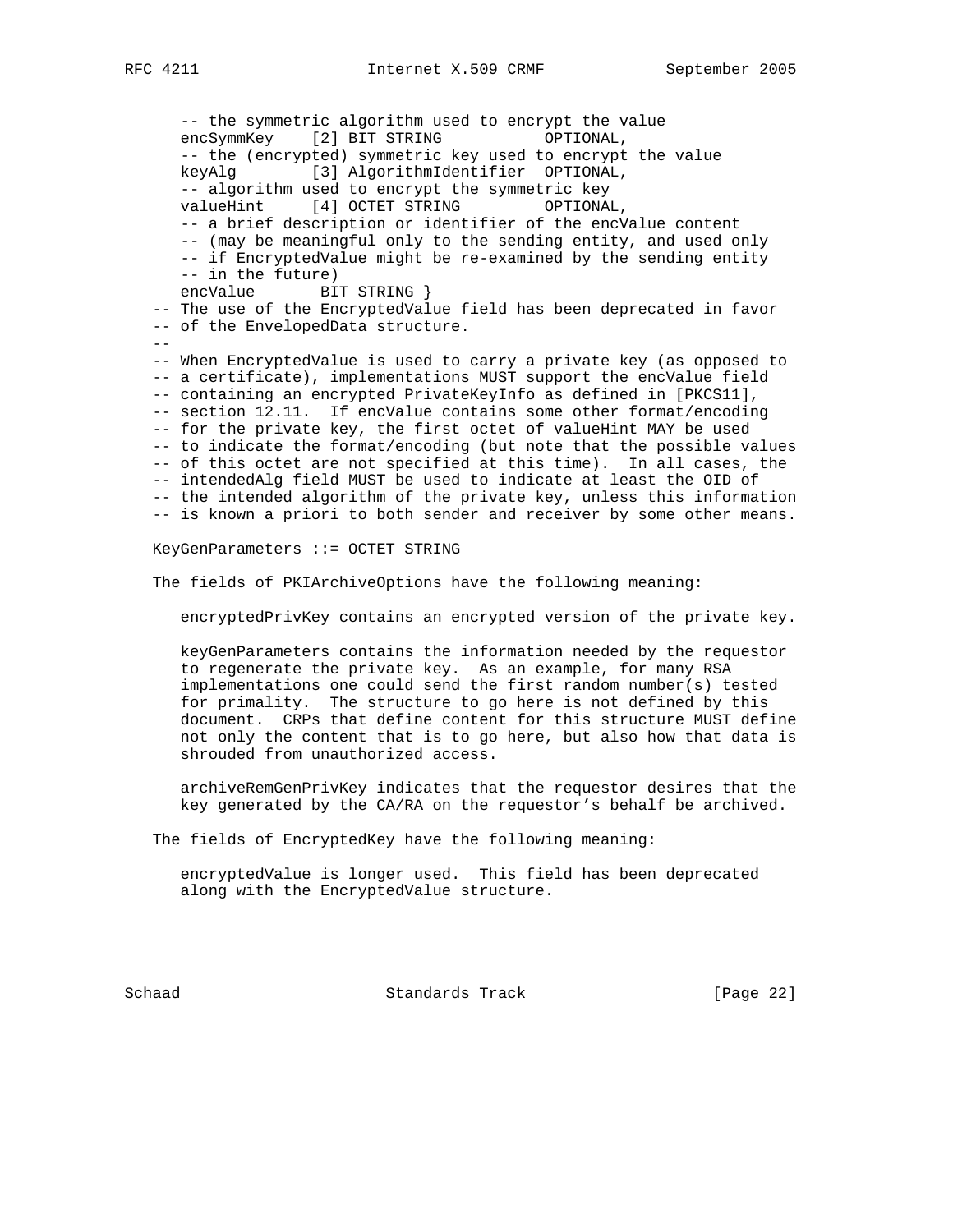```
      -- the symmetric algorithm used to encrypt the value
      encSymmKey    [2] BIT STRING           OPTIONAL,
      -- the (encrypted) symmetric key used to encrypt the value
      keyAlg        [3] AlgorithmIdentifier  OPTIONAL,
      -- algorithm used to encrypt the symmetric key
      valueHint     [4] OCTET STRING         OPTIONAL,
      -- a brief description or identifier of the encValue content
      -- (may be meaningful only to the sending entity, and used only
      -- if EncryptedValue might be re-examined by the sending entity
      -- in the future)
      encValue       BIT STRING }
   -- The use of the EncryptedValue field has been deprecated in favor
   -- of the EnvelopedData structure.
   --
   -- When EncryptedValue is used to carry a private key (as opposed to
   -- a certificate), implementations MUST support the encValue field
   -- containing an encrypted PrivateKeyInfo as defined in [PKCS11],
   -- section 12.11.  If encValue contains some other format/encoding
   -- for the private key, the first octet of valueHint MAY be used
   -- to indicate the format/encoding (but note that the possible values
   -- of this octet are not specified at this time).  In all cases, the
   -- intendedAlg field MUST be used to indicate at least the OID of
   -- the intended algorithm of the private key, unless this information
   -- is known a priori to both sender and receiver by some other means.

   KeyGenParameters ::= OCTET STRING
```

The fields of PKIArchiveOptions have the following meaning:

encryptedPrivKey contains an encrypted version of the private key.

keyGenParameters contains the information needed by the requestor to regenerate the private key. As an example, for many RSA implementations one could send the first random number(s) tested for primality. The structure to go here is not defined by this document. CRPs that define content for this structure MUST define not only the content that is to go here, but also how that data is shrouded from unauthorized access.

archiveRemGenPrivKey indicates that the requestor desires that the key generated by the CA/RA on the requestor's behalf be archived.

The fields of EncryptedKey have the following meaning:

encryptedValue is longer used. This field has been deprecated along with the EncryptedValue structure.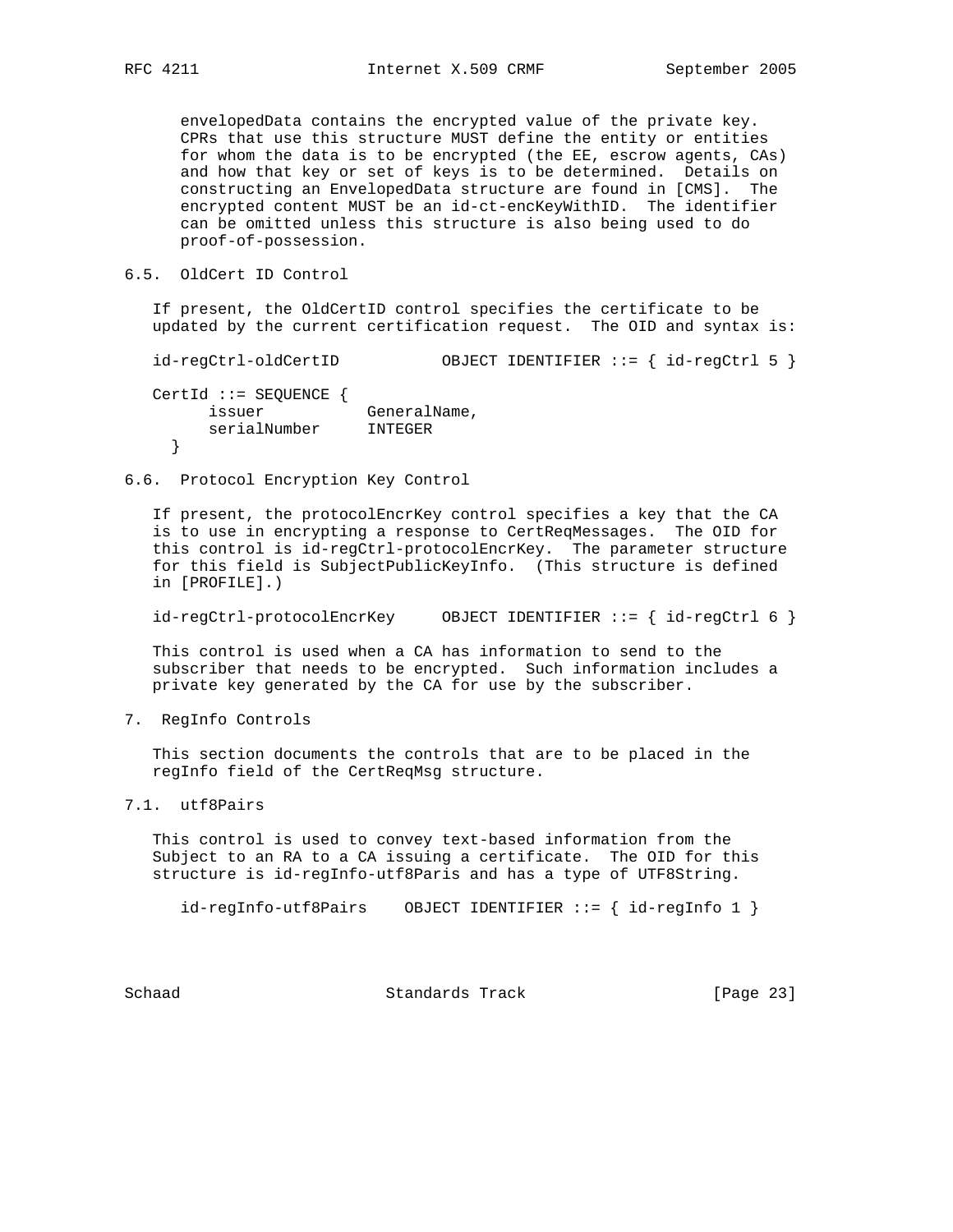envelopedData contains the encrypted value of the private key. CPRs that use this structure MUST define the entity or entities for whom the data is to be encrypted (the EE, escrow agents, CAs) and how that key or set of keys is to be determined. Details on constructing an EnvelopedData structure are found in [CMS]. The encrypted content MUST be an id-ct-encKeyWithID. The identifier can be omitted unless this structure is also being used to do proof-of-possession.

## 6.5. OldCert ID Control

If present, the OldCertID control specifies the certificate to be updated by the current certification request. The OID and syntax is:

```
id-regCtrl-oldCertID           OBJECT IDENTIFIER ::= { id-regCtrl 5 }

CertId ::= SEQUENCE {
      issuer           GeneralName,
      serialNumber     INTEGER
  }
```

## 6.6. Protocol Encryption Key Control

If present, the protocolEncrKey control specifies a key that the CA is to use in encrypting a response to CertReqMessages. The OID for this control is id-regCtrl-protocolEncrKey. The parameter structure for this field is SubjectPublicKeyInfo. (This structure is defined in [PROFILE].)

```
id-regCtrl-protocolEncrKey     OBJECT IDENTIFIER ::= { id-regCtrl 6 }
```

This control is used when a CA has information to send to the subscriber that needs to be encrypted. Such information includes a private key generated by the CA for use by the subscriber.

# 7. RegInfo Controls

This section documents the controls that are to be placed in the regInfo field of the CertReqMsg structure.

## 7.1. utf8Pairs

This control is used to convey text-based information from the Subject to an RA to a CA issuing a certificate. The OID for this structure is id-regInfo-utf8Paris and has a type of UTF8String.

```
id-regInfo-utf8Pairs    OBJECT IDENTIFIER ::= { id-regInfo 1 }
```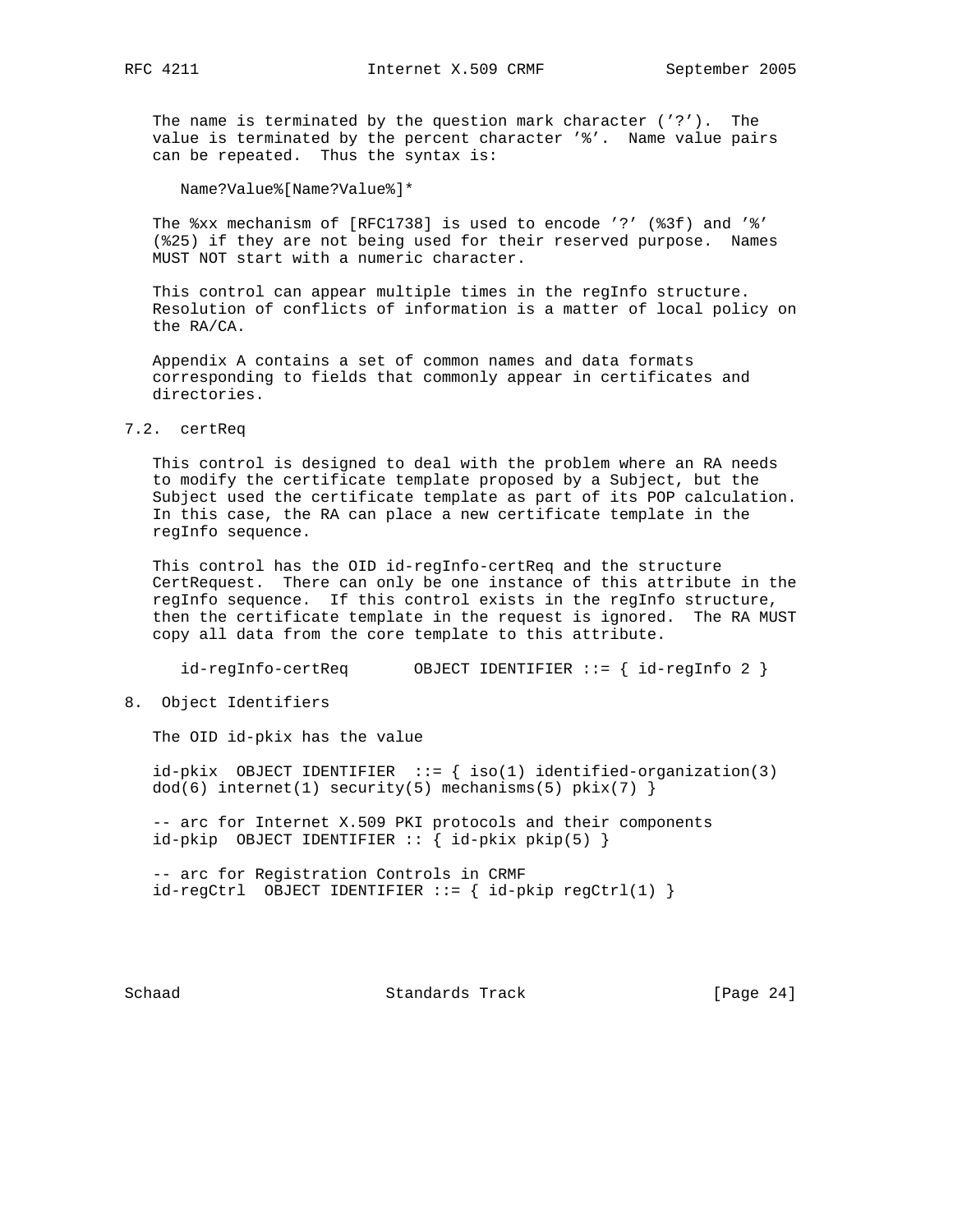The name is terminated by the question mark character ('?'). The value is terminated by the percent character '%'. Name value pairs can be repeated. Thus the syntax is:

```
Name?Value%[Name?Value%]*
```

The %xx mechanism of [RFC1738] is used to encode '?' (%3f) and '%' (%25) if they are not being used for their reserved purpose. Names MUST NOT start with a numeric character.

This control can appear multiple times in the regInfo structure. Resolution of conflicts of information is a matter of local policy on the RA/CA.

Appendix A contains a set of common names and data formats corresponding to fields that commonly appear in certificates and directories.

## 7.2. certReq

This control is designed to deal with the problem where an RA needs to modify the certificate template proposed by a Subject, but the Subject used the certificate template as part of its POP calculation. In this case, the RA can place a new certificate template in the regInfo sequence.

This control has the OID id-regInfo-certReq and the structure CertRequest. There can only be one instance of this attribute in the regInfo sequence. If this control exists in the regInfo structure, then the certificate template in the request is ignored. The RA MUST copy all data from the core template to this attribute.

```
id-regInfo-certReq       OBJECT IDENTIFIER ::= { id-regInfo 2 }
```

# 8. Object Identifiers

The OID id-pkix has the value

```
id-pkix  OBJECT IDENTIFIER  ::= { iso(1) identified-organization(3)
dod(6) internet(1) security(5) mechanisms(5) pkix(7) }

-- arc for Internet X.509 PKI protocols and their components
id-pkip  OBJECT IDENTIFIER :: { id-pkix pkip(5) }

-- arc for Registration Controls in CRMF
id-regCtrl  OBJECT IDENTIFIER ::= { id-pkip regCtrl(1) }
```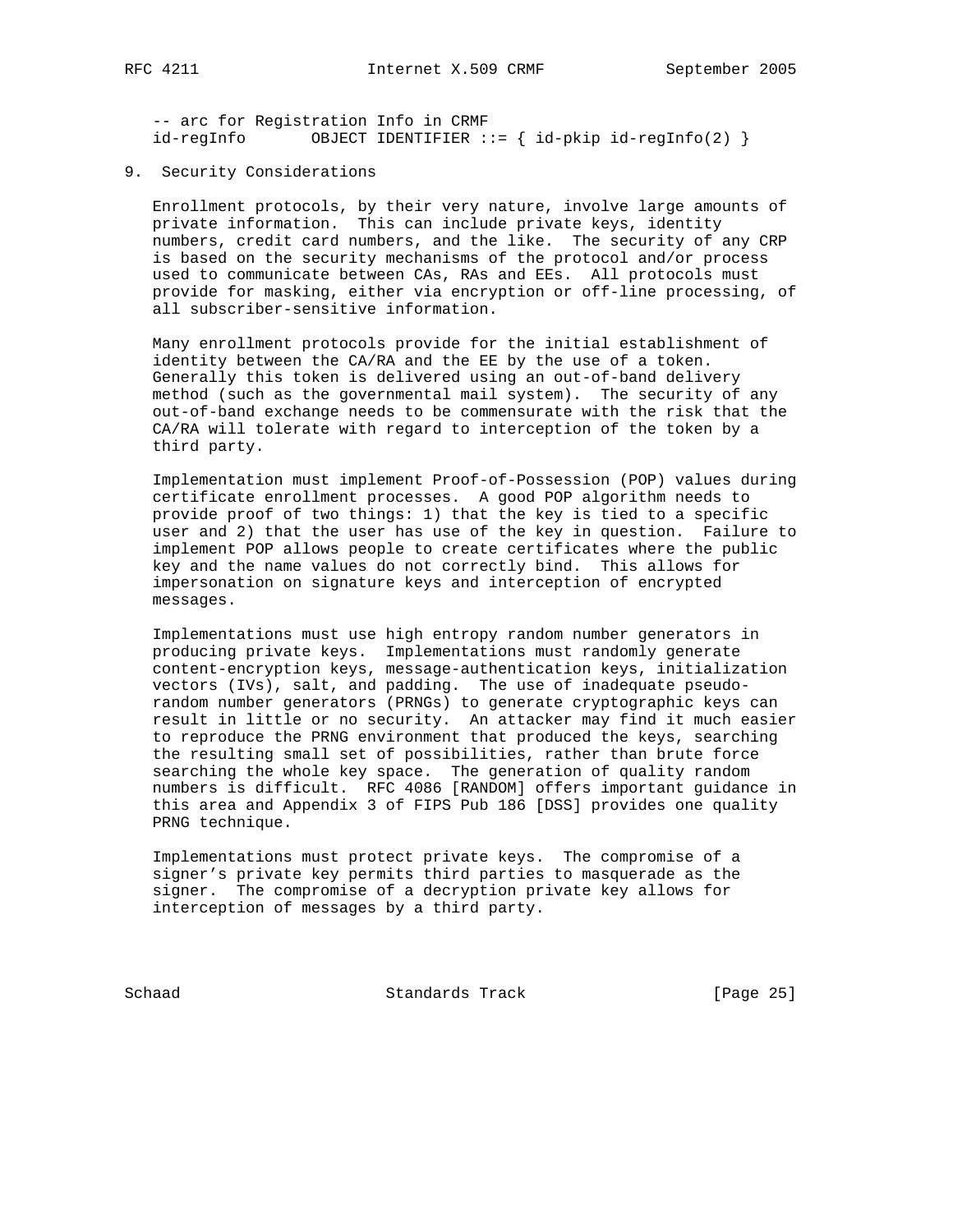```
-- arc for Registration Info in CRMF
id-regInfo       OBJECT IDENTIFIER ::= { id-pkip id-regInfo(2) }
```

## 9. Security Considerations

Enrollment protocols, by their very nature, involve large amounts of private information. This can include private keys, identity numbers, credit card numbers, and the like. The security of any CRP is based on the security mechanisms of the protocol and/or process used to communicate between CAs, RAs and EEs. All protocols must provide for masking, either via encryption or off-line processing, of all subscriber-sensitive information.

Many enrollment protocols provide for the initial establishment of identity between the CA/RA and the EE by the use of a token. Generally this token is delivered using an out-of-band delivery method (such as the governmental mail system). The security of any out-of-band exchange needs to be commensurate with the risk that the CA/RA will tolerate with regard to interception of the token by a third party.

Implementation must implement Proof-of-Possession (POP) values during certificate enrollment processes. A good POP algorithm needs to provide proof of two things: 1) that the key is tied to a specific user and 2) that the user has use of the key in question. Failure to implement POP allows people to create certificates where the public key and the name values do not correctly bind. This allows for impersonation on signature keys and interception of encrypted messages.

Implementations must use high entropy random number generators in producing private keys. Implementations must randomly generate content-encryption keys, message-authentication keys, initialization vectors (IVs), salt, and padding. The use of inadequate pseudo-random number generators (PRNGs) to generate cryptographic keys can result in little or no security. An attacker may find it much easier to reproduce the PRNG environment that produced the keys, searching the resulting small set of possibilities, rather than brute force searching the whole key space. The generation of quality random numbers is difficult. RFC 4086 [RANDOM] offers important guidance in this area and Appendix 3 of FIPS Pub 186 [DSS] provides one quality PRNG technique.

Implementations must protect private keys. The compromise of a signer's private key permits third parties to masquerade as the signer. The compromise of a decryption private key allows for interception of messages by a third party.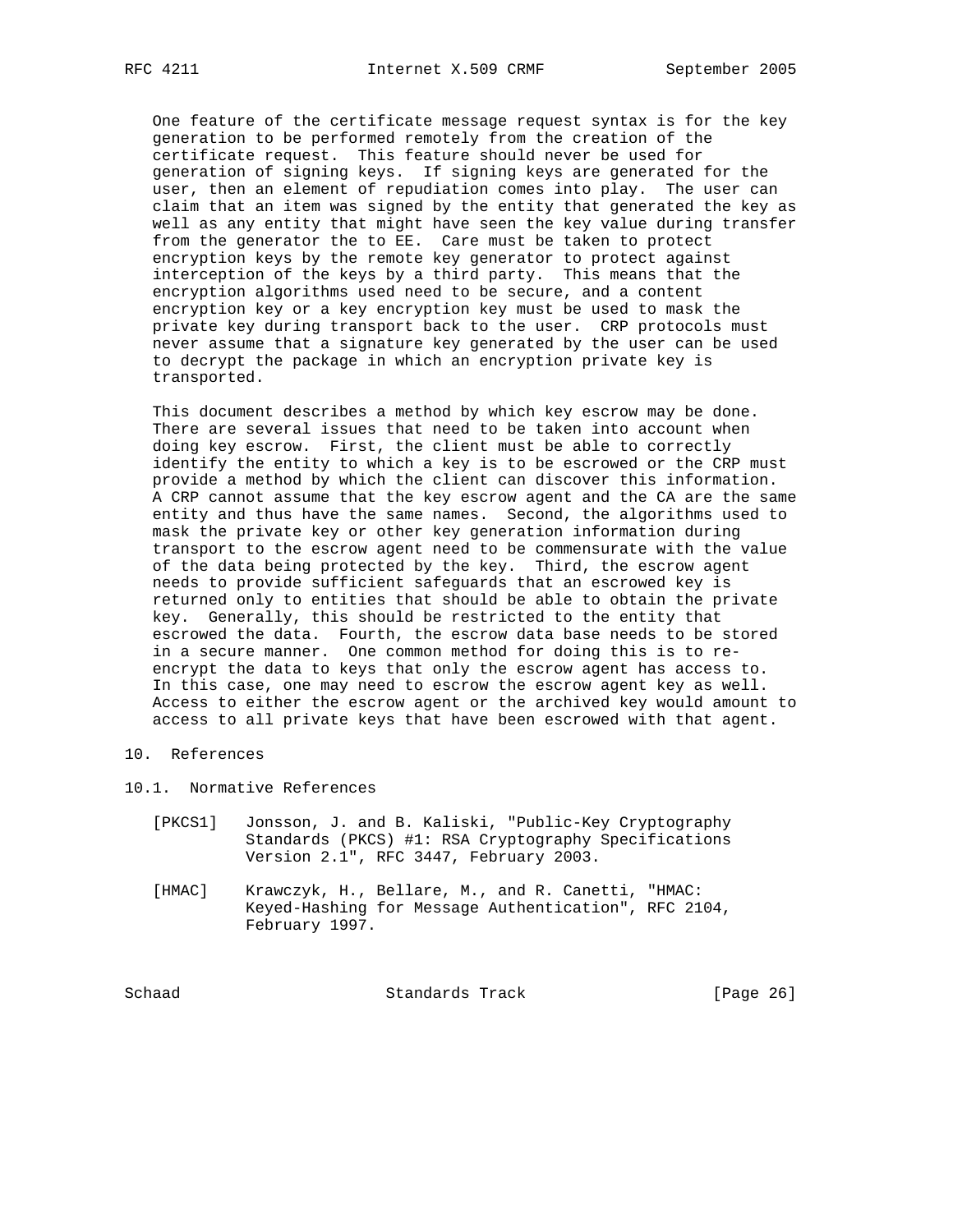One feature of the certificate message request syntax is for the key generation to be performed remotely from the creation of the certificate request. This feature should never be used for generation of signing keys. If signing keys are generated for the user, then an element of repudiation comes into play. The user can claim that an item was signed by the entity that generated the key as well as any entity that might have seen the key value during transfer from the generator the to EE. Care must be taken to protect encryption keys by the remote key generator to protect against interception of the keys by a third party. This means that the encryption algorithms used need to be secure, and a content encryption key or a key encryption key must be used to mask the private key during transport back to the user. CRP protocols must never assume that a signature key generated by the user can be used to decrypt the package in which an encryption private key is transported.

This document describes a method by which key escrow may be done. There are several issues that need to be taken into account when doing key escrow. First, the client must be able to correctly identify the entity to which a key is to be escrowed or the CRP must provide a method by which the client can discover this information. A CRP cannot assume that the key escrow agent and the CA are the same entity and thus have the same names. Second, the algorithms used to mask the private key or other key generation information during transport to the escrow agent need to be commensurate with the value of the data being protected by the key. Third, the escrow agent needs to provide sufficient safeguards that an escrowed key is returned only to entities that should be able to obtain the private key. Generally, this should be restricted to the entity that escrowed the data. Fourth, the escrow data base needs to be stored in a secure manner. One common method for doing this is to re-encrypt the data to keys that only the escrow agent has access to. In this case, one may need to escrow the escrow agent key as well. Access to either the escrow agent or the archived key would amount to access to all private keys that have been escrowed with that agent.

# 10. References

## 10.1. Normative References

[PKCS1] Jonsson, J. and B. Kaliski, "Public-Key Cryptography Standards (PKCS) #1: RSA Cryptography Specifications Version 2.1", RFC 3447, February 2003.

[HMAC] Krawczyk, H., Bellare, M., and R. Canetti, "HMAC: Keyed-Hashing for Message Authentication", RFC 2104, February 1997.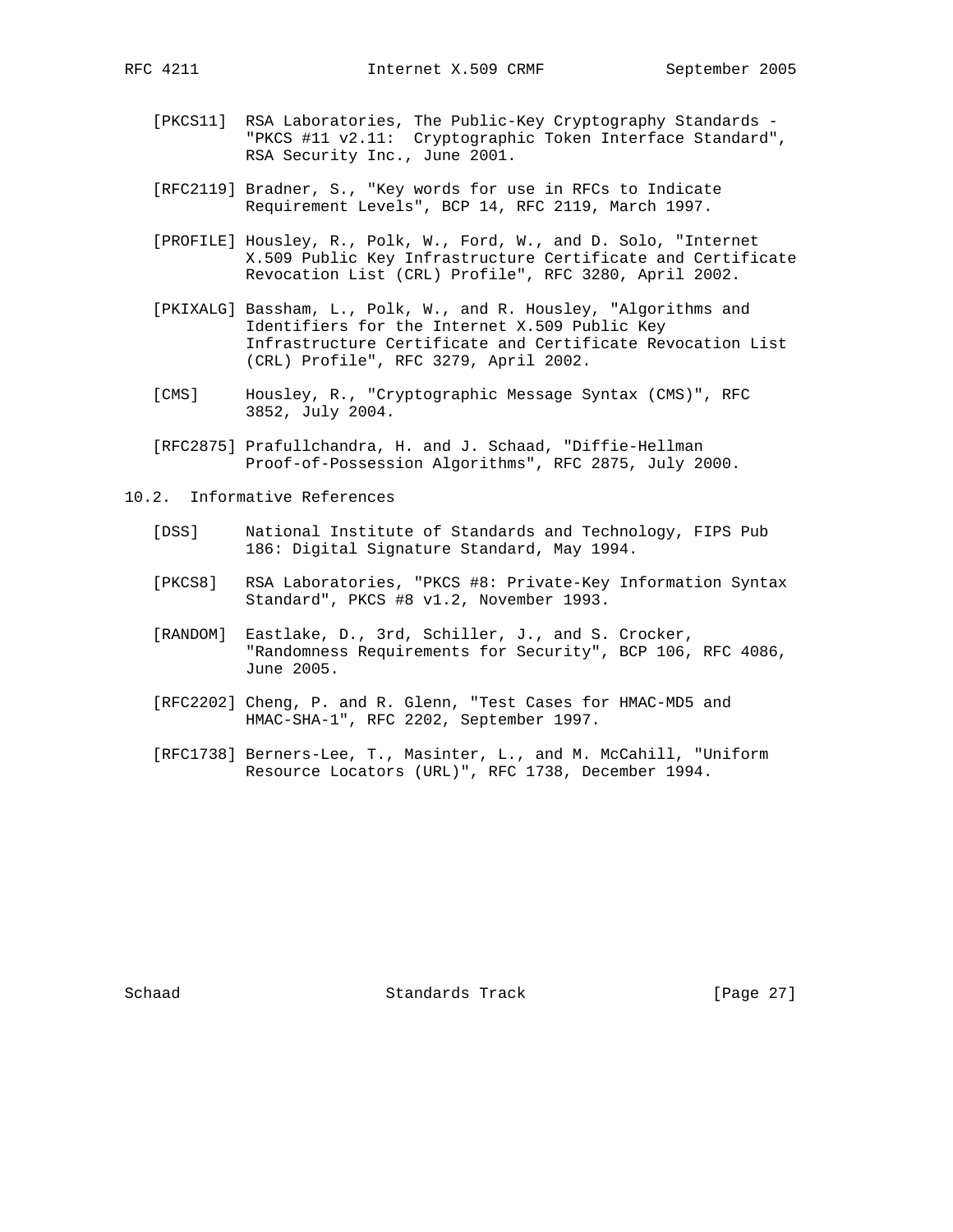[PKCS11] RSA Laboratories, The Public-Key Cryptography Standards - "PKCS #11 v2.11: Cryptographic Token Interface Standard", RSA Security Inc., June 2001.

[RFC2119] Bradner, S., "Key words for use in RFCs to Indicate Requirement Levels", BCP 14, RFC 2119, March 1997.

[PROFILE] Housley, R., Polk, W., Ford, W., and D. Solo, "Internet X.509 Public Key Infrastructure Certificate and Certificate Revocation List (CRL) Profile", RFC 3280, April 2002.

[PKIXALG] Bassham, L., Polk, W., and R. Housley, "Algorithms and Identifiers for the Internet X.509 Public Key Infrastructure Certificate and Certificate Revocation List (CRL) Profile", RFC 3279, April 2002.

[CMS] Housley, R., "Cryptographic Message Syntax (CMS)", RFC 3852, July 2004.

[RFC2875] Prafullchandra, H. and J. Schaad, "Diffie-Hellman Proof-of-Possession Algorithms", RFC 2875, July 2000.

## 10.2. Informative References

[DSS] National Institute of Standards and Technology, FIPS Pub 186: Digital Signature Standard, May 1994.

[PKCS8] RSA Laboratories, "PKCS #8: Private-Key Information Syntax Standard", PKCS #8 v1.2, November 1993.

[RANDOM] Eastlake, D., 3rd, Schiller, J., and S. Crocker, "Randomness Requirements for Security", BCP 106, RFC 4086, June 2005.

[RFC2202] Cheng, P. and R. Glenn, "Test Cases for HMAC-MD5 and HMAC-SHA-1", RFC 2202, September 1997.

[RFC1738] Berners-Lee, T., Masinter, L., and M. McCahill, "Uniform Resource Locators (URL)", RFC 1738, December 1994.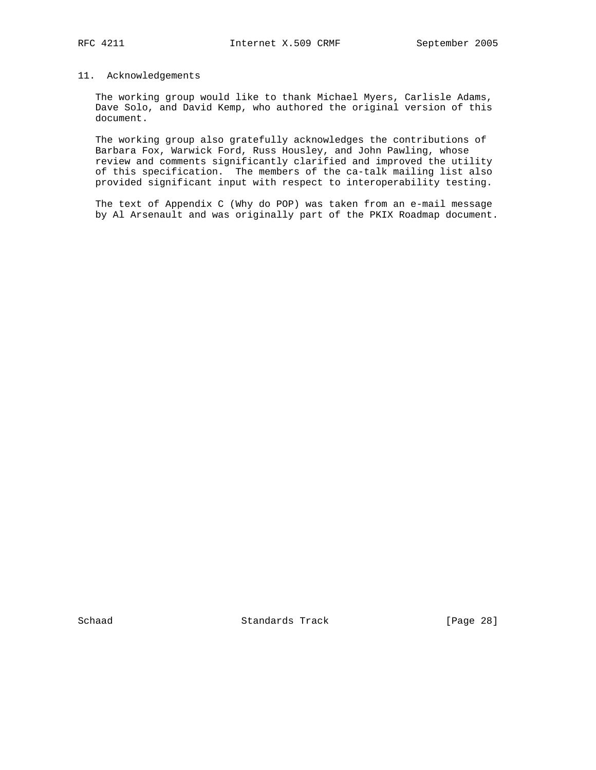## 11. Acknowledgements

The working group would like to thank Michael Myers, Carlisle Adams, Dave Solo, and David Kemp, who authored the original version of this document.

The working group also gratefully acknowledges the contributions of Barbara Fox, Warwick Ford, Russ Housley, and John Pawling, whose review and comments significantly clarified and improved the utility of this specification. The members of the ca-talk mailing list also provided significant input with respect to interoperability testing.

The text of Appendix C (Why do POP) was taken from an e-mail message by Al Arsenault and was originally part of the PKIX Roadmap document.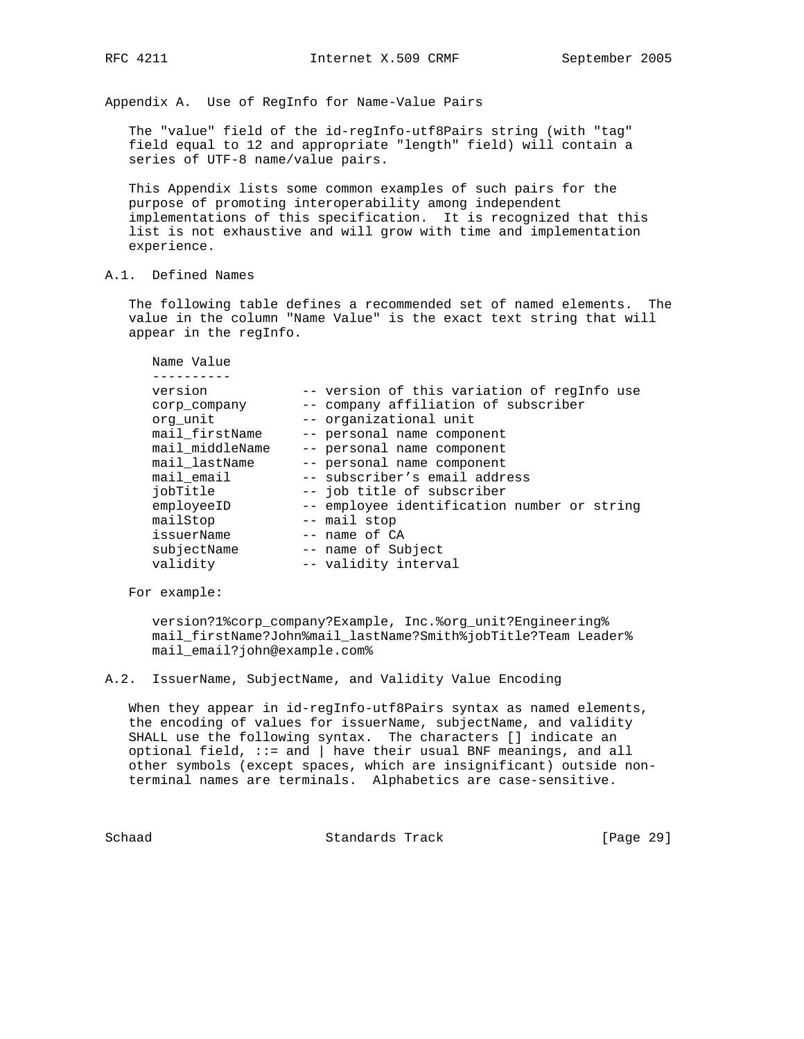## Appendix A. Use of RegInfo for Name-Value Pairs

The "value" field of the id-regInfo-utf8Pairs string (with "tag" field equal to 12 and appropriate "length" field) will contain a series of UTF-8 name/value pairs.

This Appendix lists some common examples of such pairs for the purpose of promoting interoperability among independent implementations of this specification. It is recognized that this list is not exhaustive and will grow with time and implementation experience.

### A.1. Defined Names

The following table defines a recommended set of named elements. The value in the column "Name Value" is the exact text string that will appear in the regInfo.

```
   Name Value
   ----------
   version            -- version of this variation of regInfo use
   corp_company       -- company affiliation of subscriber
   org_unit           -- organizational unit
   mail_firstName     -- personal name component
   mail_middleName    -- personal name component
   mail_lastName      -- personal name component
   mail_email         -- subscriber's email address
   jobTitle           -- job title of subscriber
   employeeID         -- employee identification number or string
   mailStop           -- mail stop
   issuerName         -- name of CA
   subjectName        -- name of Subject
   validity           -- validity interval
```

For example:

```
   version?1%corp_company?Example, Inc.%org_unit?Engineering%
   mail_firstName?John%mail_lastName?Smith%jobTitle?Team Leader%
   mail_email?john@example.com%
```

### A.2. IssuerName, SubjectName, and Validity Value Encoding

When they appear in id-regInfo-utf8Pairs syntax as named elements, the encoding of values for issuerName, subjectName, and validity SHALL use the following syntax. The characters [] indicate an optional field, ::= and | have their usual BNF meanings, and all other symbols (except spaces, which are insignificant) outside non-terminal names are terminals. Alphabetics are case-sensitive.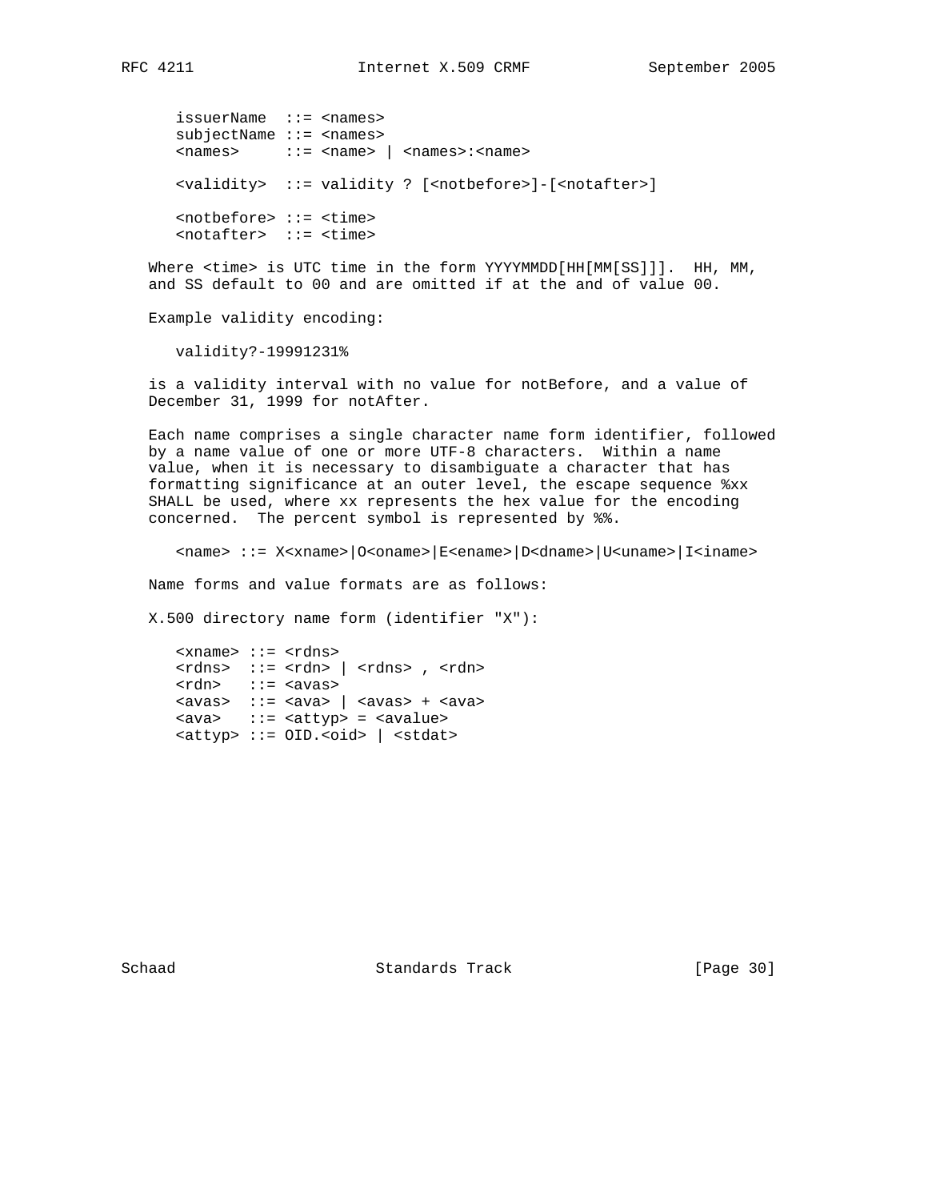```
issuerName  ::= <names>
subjectName ::= <names>
<names>     ::= <name> | <names>:<name>

<validity>  ::= validity ? [<notbefore>]-[<notafter>]

<notbefore> ::= <time>
<notafter>  ::= <time>
```

Where <time> is UTC time in the form YYYYMMDD[HH[MM[SS]]]. HH, MM, and SS default to 00 and are omitted if at the and of value 00.

Example validity encoding:

```
validity?-19991231%
```

is a validity interval with no value for notBefore, and a value of December 31, 1999 for notAfter.

Each name comprises a single character name form identifier, followed by a name value of one or more UTF-8 characters. Within a name value, when it is necessary to disambiguate a character that has formatting significance at an outer level, the escape sequence %xx SHALL be used, where xx represents the hex value for the encoding concerned. The percent symbol is represented by %%.

```
<name> ::= X<xname>|O<oname>|E<ename>|D<dname>|U<uname>|I<iname>
```

Name forms and value formats are as follows:

X.500 directory name form (identifier "X"):

```
<xname> ::= <rdns>
<rdns>  ::= <rdn> | <rdns> , <rdn>
<rdn>   ::= <avas>
<avas>  ::= <ava> | <avas> + <ava>
<ava>   ::= <attyp> = <avalue>
<attyp> ::= OID.<oid> | <stdat>
```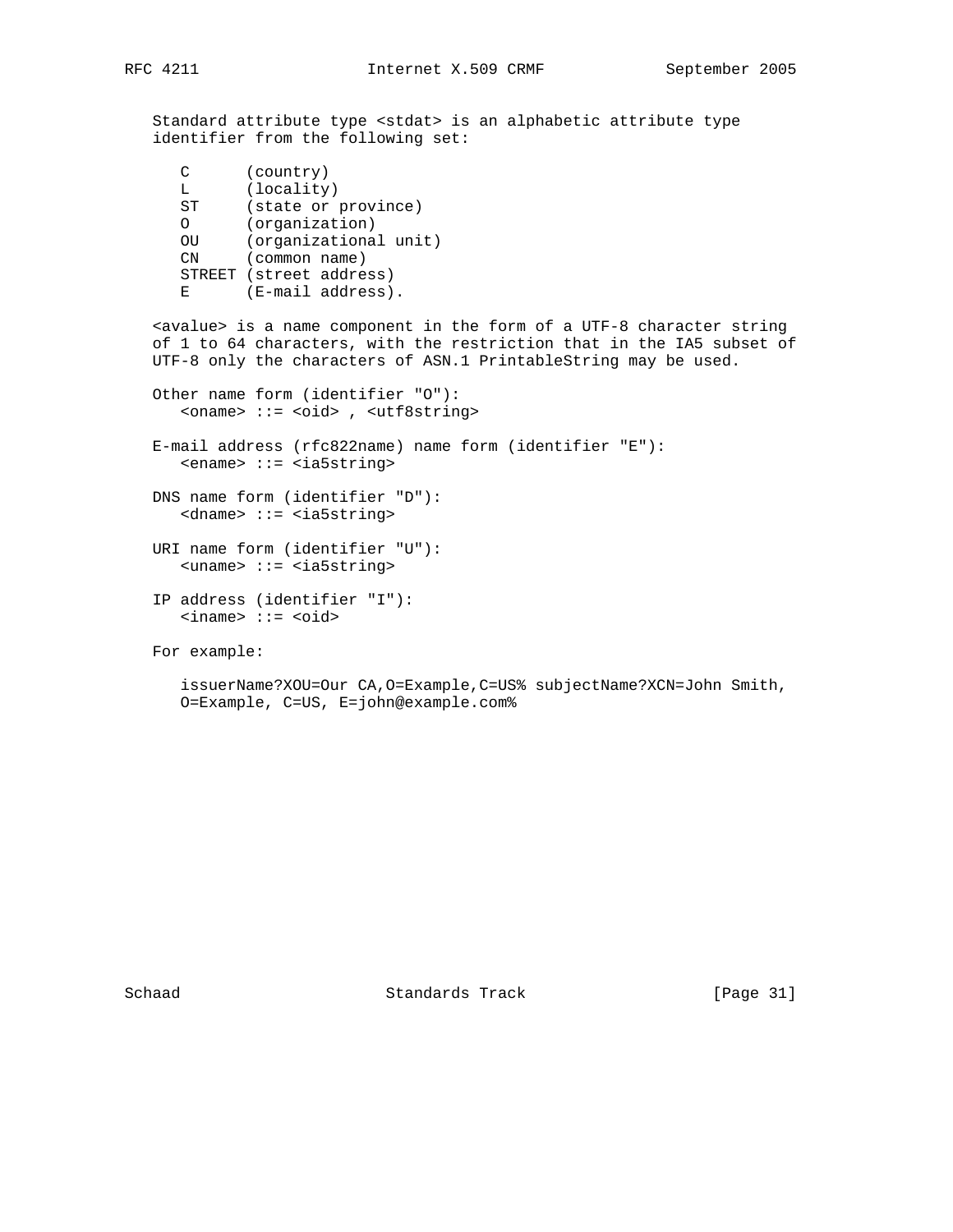Standard attribute type <stdat> is an alphabetic attribute type identifier from the following set:

```
C      (country)
L      (locality)
ST     (state or province)
O      (organization)
OU     (organizational unit)
CN     (common name)
STREET (street address)
E      (E-mail address).
```

<avalue> is a name component in the form of a UTF-8 character string of 1 to 64 characters, with the restriction that in the IA5 subset of UTF-8 only the characters of ASN.1 PrintableString may be used.

Other name form (identifier "O"):

```
<oname> ::= <oid> , <utf8string>
```

E-mail address (rfc822name) name form (identifier "E"):

```
<ename> ::= <ia5string>
```

DNS name form (identifier "D"):

```
<dname> ::= <ia5string>
```

URI name form (identifier "U"):

```
<uname> ::= <ia5string>
```

IP address (identifier "I"):

```
<iname> ::= <oid>
```

For example:

```
issuerName?XOU=Our CA,O=Example,C=US% subjectName?XCN=John Smith,
O=Example, C=US, E=john@example.com%
```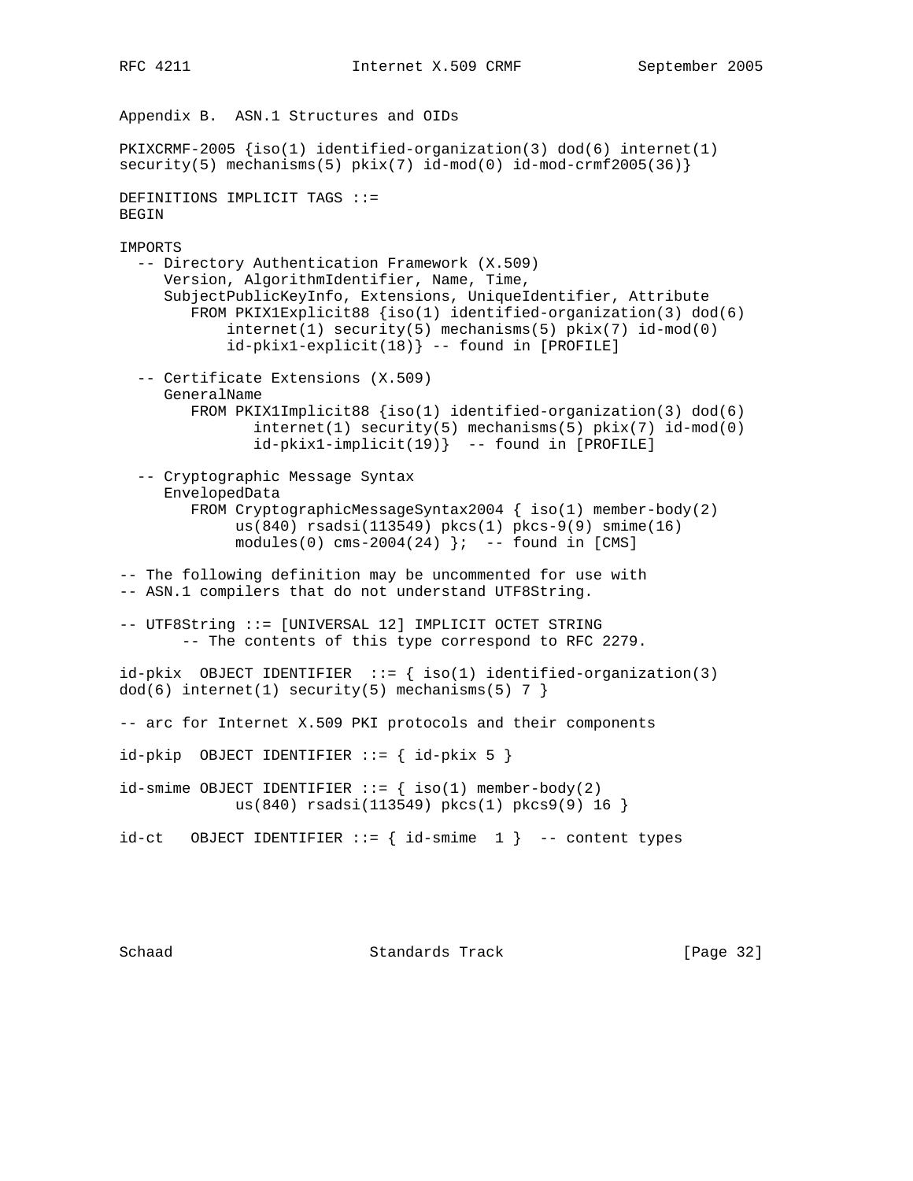## Appendix B. ASN.1 Structures and OIDs

```
PKIXCRMF-2005 {iso(1) identified-organization(3) dod(6) internet(1)
security(5) mechanisms(5) pkix(7) id-mod(0) id-mod-crmf2005(36)}

DEFINITIONS IMPLICIT TAGS ::=
BEGIN

IMPORTS
  -- Directory Authentication Framework (X.509)
     Version, AlgorithmIdentifier, Name, Time,
     SubjectPublicKeyInfo, Extensions, UniqueIdentifier, Attribute
        FROM PKIX1Explicit88 {iso(1) identified-organization(3) dod(6)
            internet(1) security(5) mechanisms(5) pkix(7) id-mod(0)
            id-pkix1-explicit(18)} -- found in [PROFILE]

  -- Certificate Extensions (X.509)
     GeneralName
        FROM PKIX1Implicit88 {iso(1) identified-organization(3) dod(6)
               internet(1) security(5) mechanisms(5) pkix(7) id-mod(0)
               id-pkix1-implicit(19)}  -- found in [PROFILE]

  -- Cryptographic Message Syntax
     EnvelopedData
        FROM CryptographicMessageSyntax2004 { iso(1) member-body(2)
             us(840) rsadsi(113549) pkcs(1) pkcs-9(9) smime(16)
             modules(0) cms-2004(24) };  -- found in [CMS]

-- The following definition may be uncommented for use with
-- ASN.1 compilers that do not understand UTF8String.

-- UTF8String ::= [UNIVERSAL 12] IMPLICIT OCTET STRING
      -- The contents of this type correspond to RFC 2279.

id-pkix  OBJECT IDENTIFIER  ::= { iso(1) identified-organization(3)
dod(6) internet(1) security(5) mechanisms(5) 7 }

-- arc for Internet X.509 PKI protocols and their components

id-pkip  OBJECT IDENTIFIER ::= { id-pkix 5 }

id-smime OBJECT IDENTIFIER ::= { iso(1) member-body(2)
            us(840) rsadsi(113549) pkcs(1) pkcs9(9) 16 }

id-ct   OBJECT IDENTIFIER ::= { id-smime  1 }  -- content types
```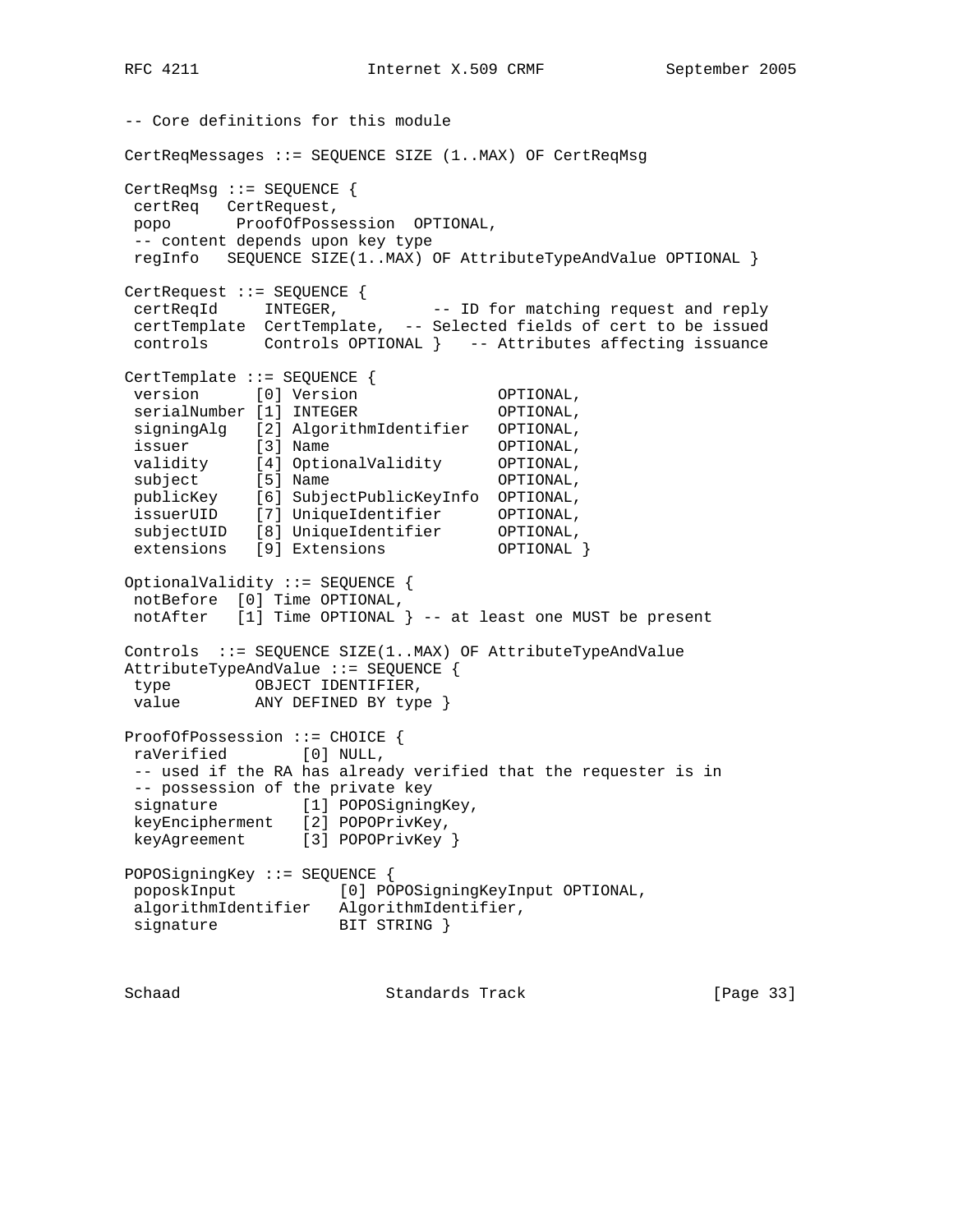```
-- Core definitions for this module

CertReqMessages ::= SEQUENCE SIZE (1..MAX) OF CertReqMsg

CertReqMsg ::= SEQUENCE {
 certReq   CertRequest,
 popo       ProofOfPossession  OPTIONAL,
 -- content depends upon key type
 regInfo   SEQUENCE SIZE(1..MAX) OF AttributeTypeAndValue OPTIONAL }

CertRequest ::= SEQUENCE {
 certReqId     INTEGER,          -- ID for matching request and reply
 certTemplate  CertTemplate,  -- Selected fields of cert to be issued
 controls      Controls OPTIONAL }   -- Attributes affecting issuance

CertTemplate ::= SEQUENCE {
 version      [0] Version               OPTIONAL,
 serialNumber [1] INTEGER               OPTIONAL,
 signingAlg   [2] AlgorithmIdentifier   OPTIONAL,
 issuer       [3] Name                  OPTIONAL,
 validity     [4] OptionalValidity      OPTIONAL,
 subject      [5] Name                  OPTIONAL,
 publicKey    [6] SubjectPublicKeyInfo  OPTIONAL,
 issuerUID    [7] UniqueIdentifier      OPTIONAL,
 subjectUID   [8] UniqueIdentifier      OPTIONAL,
 extensions   [9] Extensions            OPTIONAL }

OptionalValidity ::= SEQUENCE {
 notBefore  [0] Time OPTIONAL,
 notAfter   [1] Time OPTIONAL } -- at least one MUST be present

Controls  ::= SEQUENCE SIZE(1..MAX) OF AttributeTypeAndValue
AttributeTypeAndValue ::= SEQUENCE {
 type         OBJECT IDENTIFIER,
 value        ANY DEFINED BY type }

ProofOfPossession ::= CHOICE {
 raVerified        [0] NULL,
 -- used if the RA has already verified that the requester is in
 -- possession of the private key
 signature         [1] POPOSigningKey,
 keyEncipherment   [2] POPOPrivKey,
 keyAgreement      [3] POPOPrivKey }

POPOSigningKey ::= SEQUENCE {
 poposkInput           [0] POPOSigningKeyInput OPTIONAL,
 algorithmIdentifier   AlgorithmIdentifier,
 signature             BIT STRING }
```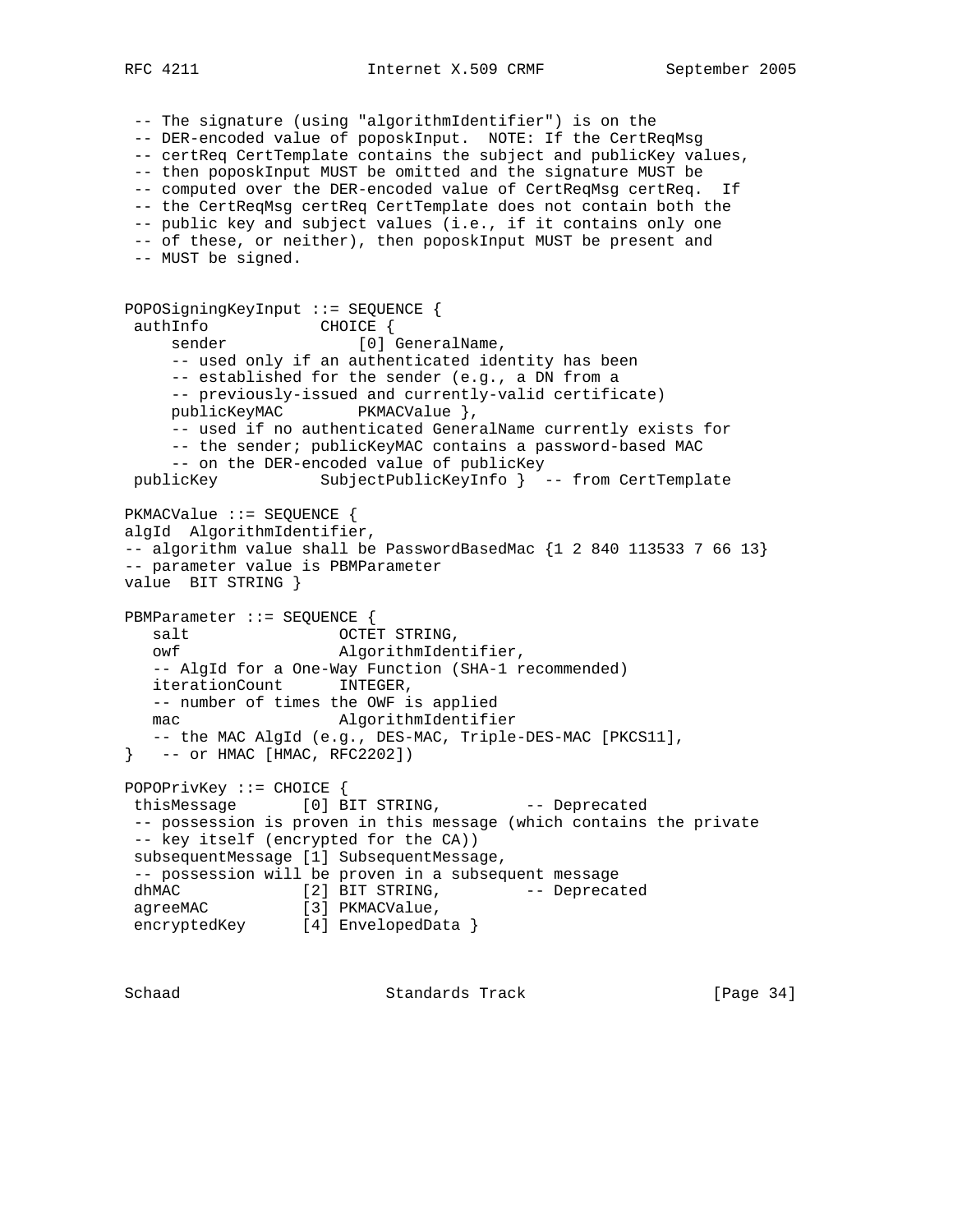```
 -- The signature (using "algorithmIdentifier") is on the
 -- DER-encoded value of poposkInput.  NOTE: If the CertReqMsg
 -- certReq CertTemplate contains the subject and publicKey values,
 -- then poposkInput MUST be omitted and the signature MUST be
 -- computed over the DER-encoded value of CertReqMsg certReq.  If
 -- the CertReqMsg certReq CertTemplate does not contain both the
 -- public key and subject values (i.e., if it contains only one
 -- of these, or neither), then poposkInput MUST be present and
 -- MUST be signed.


POPOSigningKeyInput ::= SEQUENCE {
 authInfo            CHOICE {
     sender              [0] GeneralName,
     -- used only if an authenticated identity has been
     -- established for the sender (e.g., a DN from a
     -- previously-issued and currently-valid certificate)
     publicKeyMAC        PKMACValue },
     -- used if no authenticated GeneralName currently exists for
     -- the sender; publicKeyMAC contains a password-based MAC
     -- on the DER-encoded value of publicKey
 publicKey           SubjectPublicKeyInfo }  -- from CertTemplate

PKMACValue ::= SEQUENCE {
algId  AlgorithmIdentifier,
-- algorithm value shall be PasswordBasedMac {1 2 840 113533 7 66 13}
-- parameter value is PBMParameter
value  BIT STRING }

PBMParameter ::= SEQUENCE {
   salt                OCTET STRING,
   owf                 AlgorithmIdentifier,
   -- AlgId for a One-Way Function (SHA-1 recommended)
   iterationCount      INTEGER,
   -- number of times the OWF is applied
   mac                 AlgorithmIdentifier
   -- the MAC AlgId (e.g., DES-MAC, Triple-DES-MAC [PKCS11],
}   -- or HMAC [HMAC, RFC2202])

POPOPrivKey ::= CHOICE {
 thisMessage       [0] BIT STRING,         -- Deprecated
 -- possession is proven in this message (which contains the private
 -- key itself (encrypted for the CA))
 subsequentMessage [1] SubsequentMessage,
 -- possession will be proven in a subsequent message
 dhMAC             [2] BIT STRING,         -- Deprecated
 agreeMAC          [3] PKMACValue,
 encryptedKey      [4] EnvelopedData }
```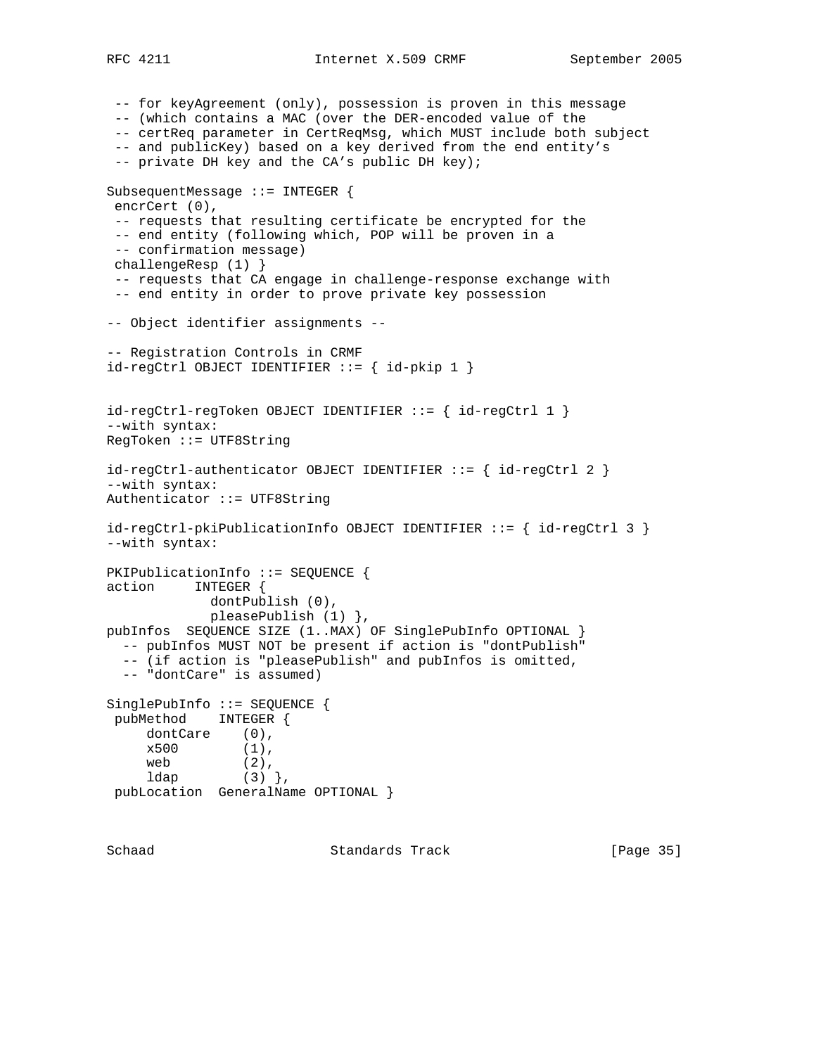```
 -- for keyAgreement (only), possession is proven in this message
 -- (which contains a MAC (over the DER-encoded value of the
 -- certReq parameter in CertReqMsg, which MUST include both subject
 -- and publicKey) based on a key derived from the end entity's
 -- private DH key and the CA's public DH key);

SubsequentMessage ::= INTEGER {
 encrCert (0),
 -- requests that resulting certificate be encrypted for the
 -- end entity (following which, POP will be proven in a
 -- confirmation message)
 challengeResp (1) }
 -- requests that CA engage in challenge-response exchange with
 -- end entity in order to prove private key possession

-- Object identifier assignments --

-- Registration Controls in CRMF
id-regCtrl OBJECT IDENTIFIER ::= { id-pkip 1 }


id-regCtrl-regToken OBJECT IDENTIFIER ::= { id-regCtrl 1 }
--with syntax:
RegToken ::= UTF8String

id-regCtrl-authenticator OBJECT IDENTIFIER ::= { id-regCtrl 2 }
--with syntax:
Authenticator ::= UTF8String

id-regCtrl-pkiPublicationInfo OBJECT IDENTIFIER ::= { id-regCtrl 3 }
--with syntax:

PKIPublicationInfo ::= SEQUENCE {
action     INTEGER {
             dontPublish (0),
             pleasePublish (1) },
pubInfos  SEQUENCE SIZE (1..MAX) OF SinglePubInfo OPTIONAL }
  -- pubInfos MUST NOT be present if action is "dontPublish"
  -- (if action is "pleasePublish" and pubInfos is omitted,
  -- "dontCare" is assumed)

SinglePubInfo ::= SEQUENCE {
 pubMethod    INTEGER {
     dontCare    (0),
     x500        (1),
     web         (2),
     ldap        (3) },
 pubLocation  GeneralName OPTIONAL }
```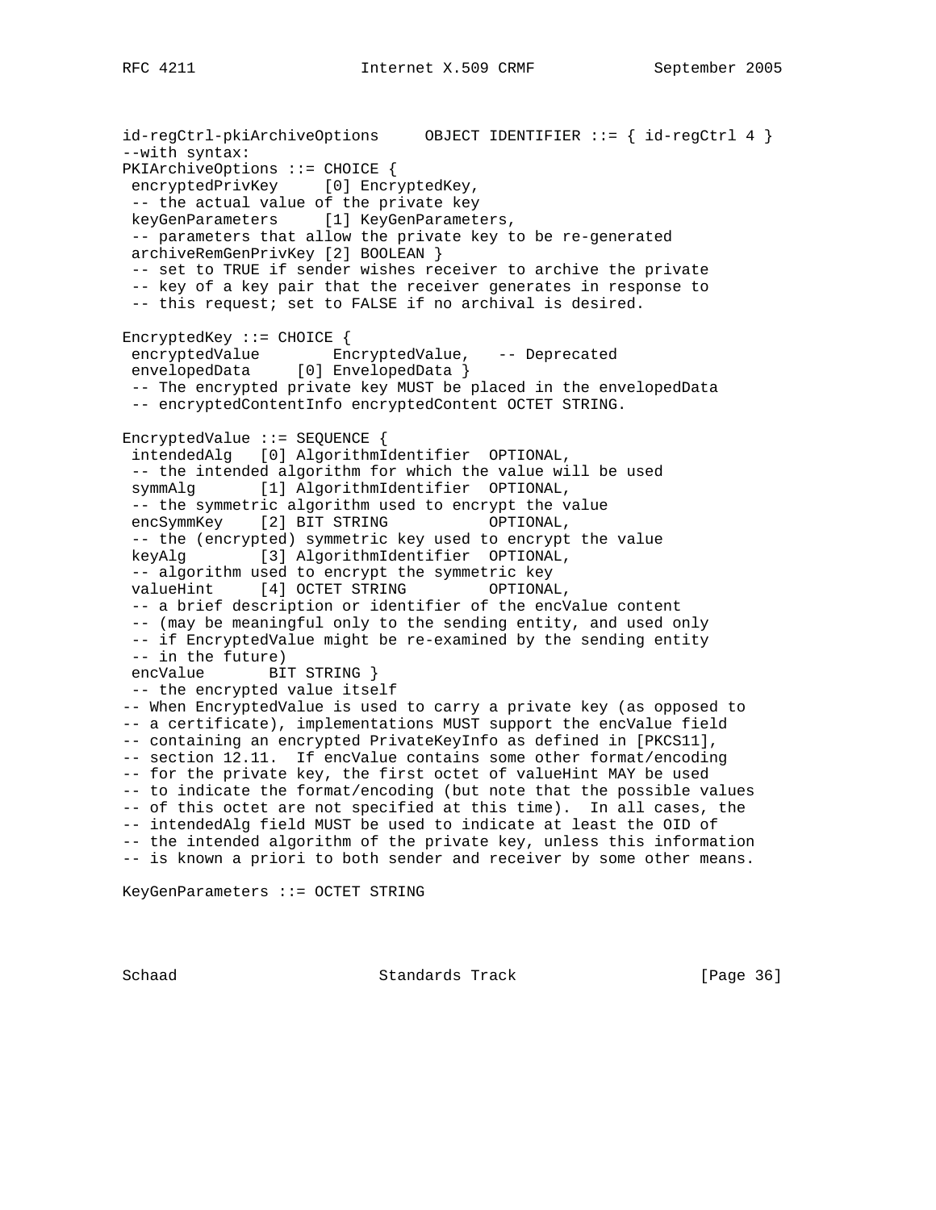```
id-regCtrl-pkiArchiveOptions     OBJECT IDENTIFIER ::= { id-regCtrl 4 }
--with syntax:
PKIArchiveOptions ::= CHOICE {
 encryptedPrivKey     [0] EncryptedKey,
 -- the actual value of the private key
 keyGenParameters     [1] KeyGenParameters,
 -- parameters that allow the private key to be re-generated
 archiveRemGenPrivKey [2] BOOLEAN }
 -- set to TRUE if sender wishes receiver to archive the private
 -- key of a key pair that the receiver generates in response to
 -- this request; set to FALSE if no archival is desired.

EncryptedKey ::= CHOICE {
 encryptedValue        EncryptedValue,   -- Deprecated
 envelopedData     [0] EnvelopedData }
 -- The encrypted private key MUST be placed in the envelopedData
 -- encryptedContentInfo encryptedContent OCTET STRING.

EncryptedValue ::= SEQUENCE {
 intendedAlg   [0] AlgorithmIdentifier  OPTIONAL,
 -- the intended algorithm for which the value will be used
 symmAlg       [1] AlgorithmIdentifier  OPTIONAL,
 -- the symmetric algorithm used to encrypt the value
 encSymmKey    [2] BIT STRING           OPTIONAL,
 -- the (encrypted) symmetric key used to encrypt the value
 keyAlg        [3] AlgorithmIdentifier  OPTIONAL,
 -- algorithm used to encrypt the symmetric key
 valueHint     [4] OCTET STRING         OPTIONAL,
 -- a brief description or identifier of the encValue content
 -- (may be meaningful only to the sending entity, and used only
 -- if EncryptedValue might be re-examined by the sending entity
 -- in the future)
 encValue       BIT STRING }
 -- the encrypted value itself
-- When EncryptedValue is used to carry a private key (as opposed to
-- a certificate), implementations MUST support the encValue field
-- containing an encrypted PrivateKeyInfo as defined in [PKCS11],
-- section 12.11.  If encValue contains some other format/encoding
-- for the private key, the first octet of valueHint MAY be used
-- to indicate the format/encoding (but note that the possible values
-- of this octet are not specified at this time).  In all cases, the
-- intendedAlg field MUST be used to indicate at least the OID of
-- the intended algorithm of the private key, unless this information
-- is known a priori to both sender and receiver by some other means.

KeyGenParameters ::= OCTET STRING
```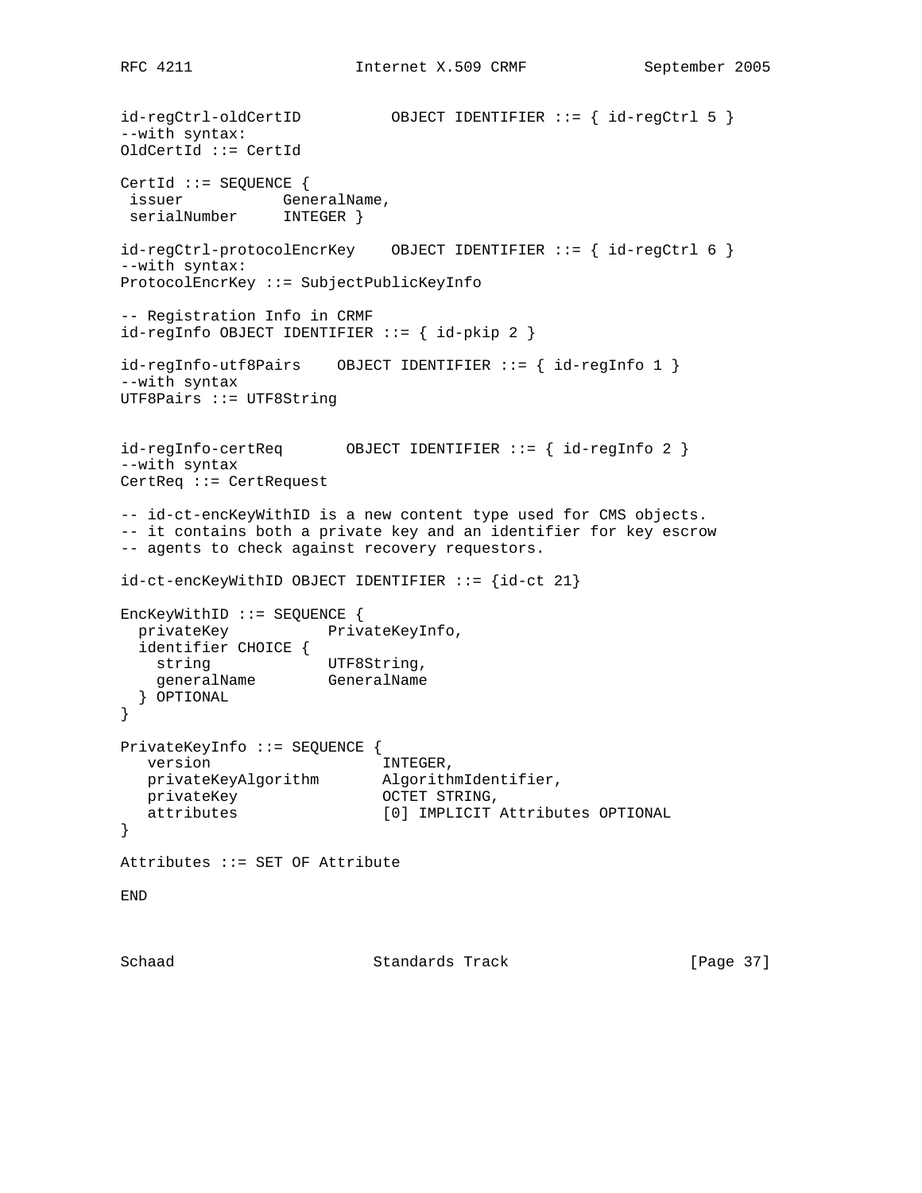```
id-regCtrl-oldCertID          OBJECT IDENTIFIER ::= { id-regCtrl 5 }
--with syntax:
OldCertId ::= CertId

CertId ::= SEQUENCE {
 issuer           GeneralName,
 serialNumber     INTEGER }

id-regCtrl-protocolEncrKey    OBJECT IDENTIFIER ::= { id-regCtrl 6 }
--with syntax:
ProtocolEncrKey ::= SubjectPublicKeyInfo

-- Registration Info in CRMF
id-regInfo OBJECT IDENTIFIER ::= { id-pkip 2 }

id-regInfo-utf8Pairs    OBJECT IDENTIFIER ::= { id-regInfo 1 }
--with syntax
UTF8Pairs ::= UTF8String


id-regInfo-certReq       OBJECT IDENTIFIER ::= { id-regInfo 2 }
--with syntax
CertReq ::= CertRequest

-- id-ct-encKeyWithID is a new content type used for CMS objects.
-- it contains both a private key and an identifier for key escrow
-- agents to check against recovery requestors.

id-ct-encKeyWithID OBJECT IDENTIFIER ::= {id-ct 21}

EncKeyWithID ::= SEQUENCE {
  privateKey           PrivateKeyInfo,
  identifier CHOICE {
    string             UTF8String,
    generalName        GeneralName
  } OPTIONAL
}

PrivateKeyInfo ::= SEQUENCE {
   version                   INTEGER,
   privateKeyAlgorithm       AlgorithmIdentifier,
   privateKey                OCTET STRING,
   attributes                [0] IMPLICIT Attributes OPTIONAL
}

Attributes ::= SET OF Attribute

END
```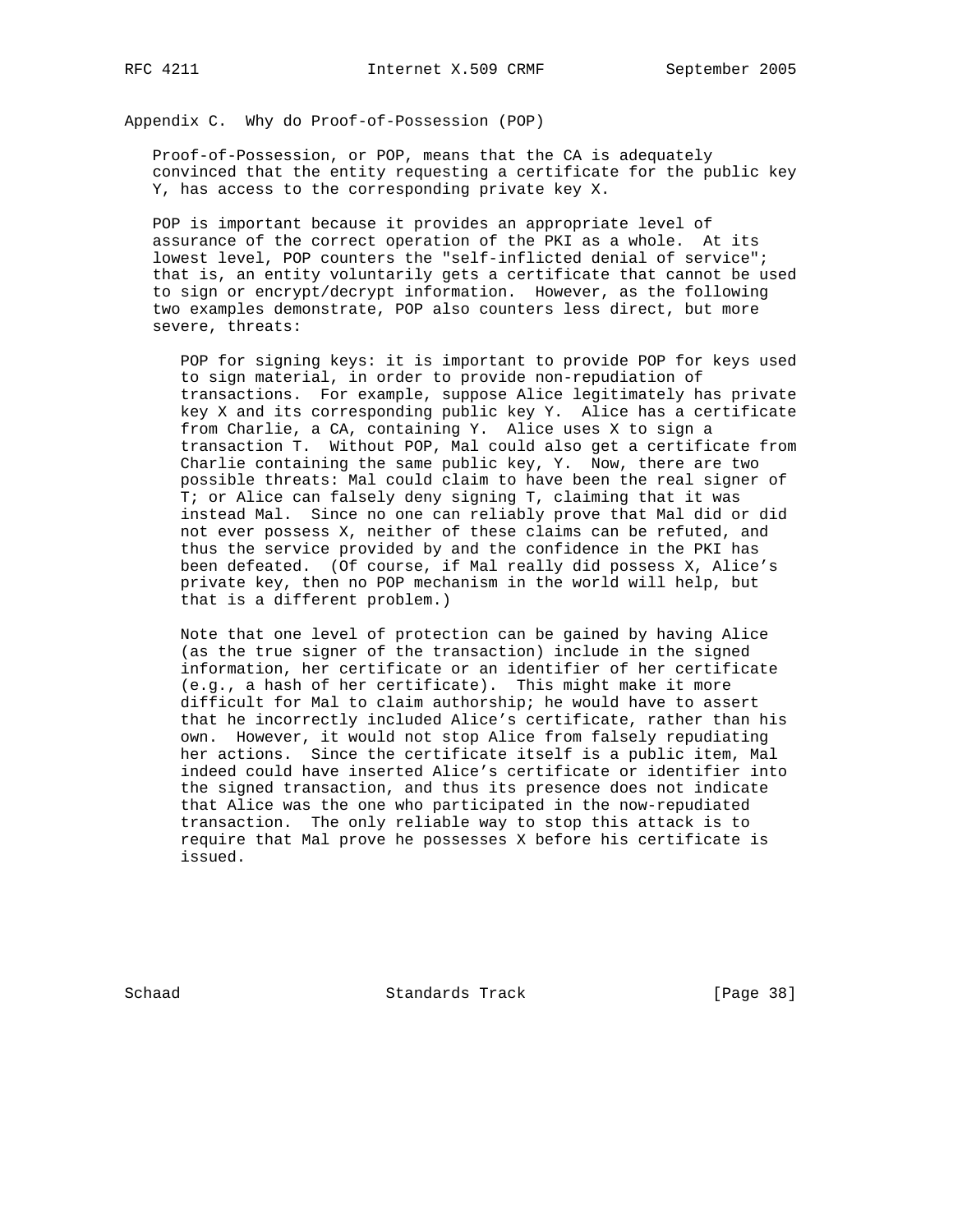## Appendix C. Why do Proof-of-Possession (POP)

Proof-of-Possession, or POP, means that the CA is adequately convinced that the entity requesting a certificate for the public key Y, has access to the corresponding private key X.

POP is important because it provides an appropriate level of assurance of the correct operation of the PKI as a whole. At its lowest level, POP counters the "self-inflicted denial of service"; that is, an entity voluntarily gets a certificate that cannot be used to sign or encrypt/decrypt information. However, as the following two examples demonstrate, POP also counters less direct, but more severe, threats:

POP for signing keys: it is important to provide POP for keys used to sign material, in order to provide non-repudiation of transactions. For example, suppose Alice legitimately has private key X and its corresponding public key Y. Alice has a certificate from Charlie, a CA, containing Y. Alice uses X to sign a transaction T. Without POP, Mal could also get a certificate from Charlie containing the same public key, Y. Now, there are two possible threats: Mal could claim to have been the real signer of T; or Alice can falsely deny signing T, claiming that it was instead Mal. Since no one can reliably prove that Mal did or did not ever possess X, neither of these claims can be refuted, and thus the service provided by and the confidence in the PKI has been defeated. (Of course, if Mal really did possess X, Alice's private key, then no POP mechanism in the world will help, but that is a different problem.)

Note that one level of protection can be gained by having Alice (as the true signer of the transaction) include in the signed information, her certificate or an identifier of her certificate (e.g., a hash of her certificate). This might make it more difficult for Mal to claim authorship; he would have to assert that he incorrectly included Alice's certificate, rather than his own. However, it would not stop Alice from falsely repudiating her actions. Since the certificate itself is a public item, Mal indeed could have inserted Alice's certificate or identifier into the signed transaction, and thus its presence does not indicate that Alice was the one who participated in the now-repudiated transaction. The only reliable way to stop this attack is to require that Mal prove he possesses X before his certificate is issued.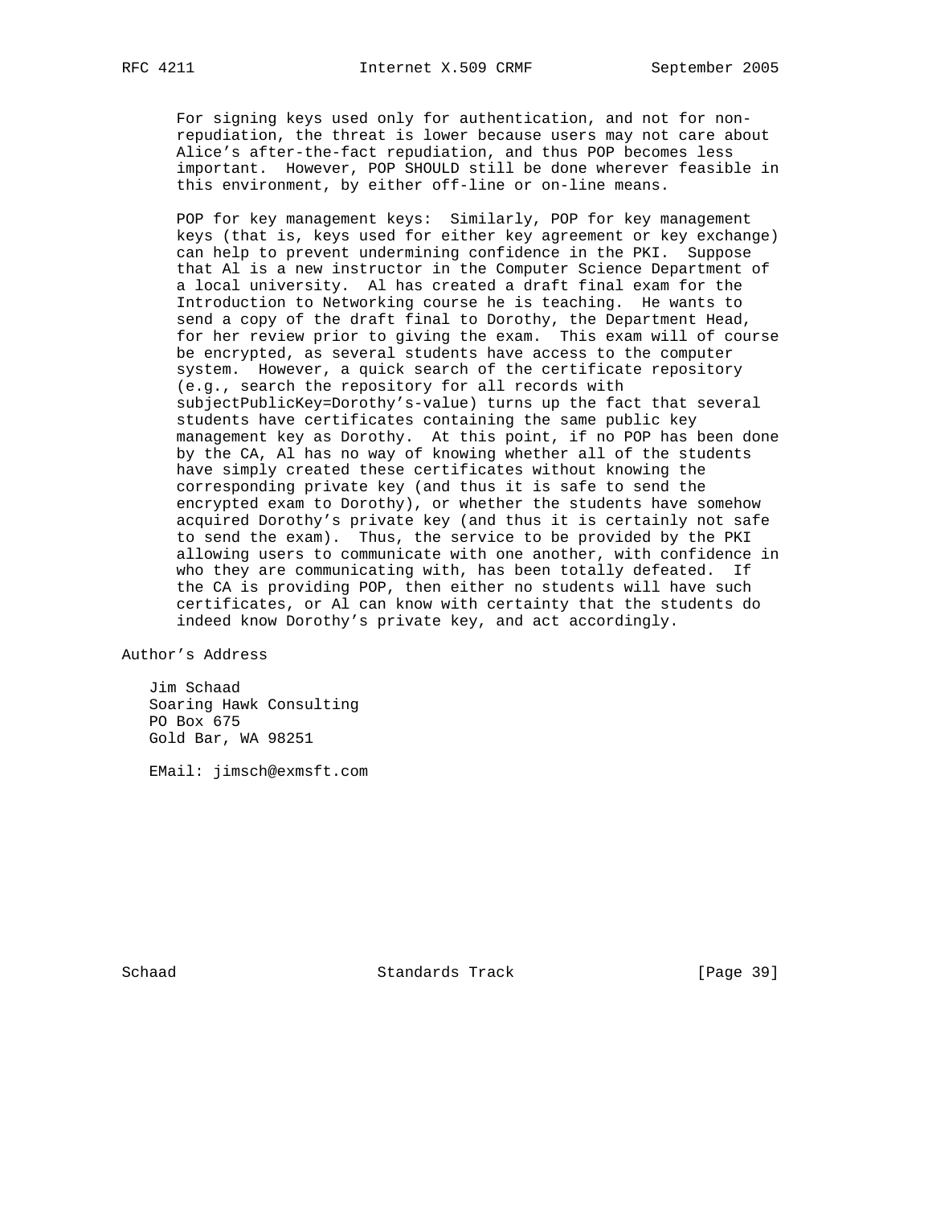For signing keys used only for authentication, and not for non-repudiation, the threat is lower because users may not care about Alice's after-the-fact repudiation, and thus POP becomes less important. However, POP SHOULD still be done wherever feasible in this environment, by either off-line or on-line means.

POP for key management keys: Similarly, POP for key management keys (that is, keys used for either key agreement or key exchange) can help to prevent undermining confidence in the PKI. Suppose that Al is a new instructor in the Computer Science Department of a local university. Al has created a draft final exam for the Introduction to Networking course he is teaching. He wants to send a copy of the draft final to Dorothy, the Department Head, for her review prior to giving the exam. This exam will of course be encrypted, as several students have access to the computer system. However, a quick search of the certificate repository (e.g., search the repository for all records with subjectPublicKey=Dorothy's-value) turns up the fact that several students have certificates containing the same public key management key as Dorothy. At this point, if no POP has been done by the CA, Al has no way of knowing whether all of the students have simply created these certificates without knowing the corresponding private key (and thus it is safe to send the encrypted exam to Dorothy), or whether the students have somehow acquired Dorothy's private key (and thus it is certainly not safe to send the exam). Thus, the service to be provided by the PKI allowing users to communicate with one another, with confidence in who they are communicating with, has been totally defeated. If the CA is providing POP, then either no students will have such certificates, or Al can know with certainty that the students do indeed know Dorothy's private key, and act accordingly.

# Author's Address

Jim Schaad
Soaring Hawk Consulting
PO Box 675
Gold Bar, WA 98251

EMail: jimsch@exmsft.com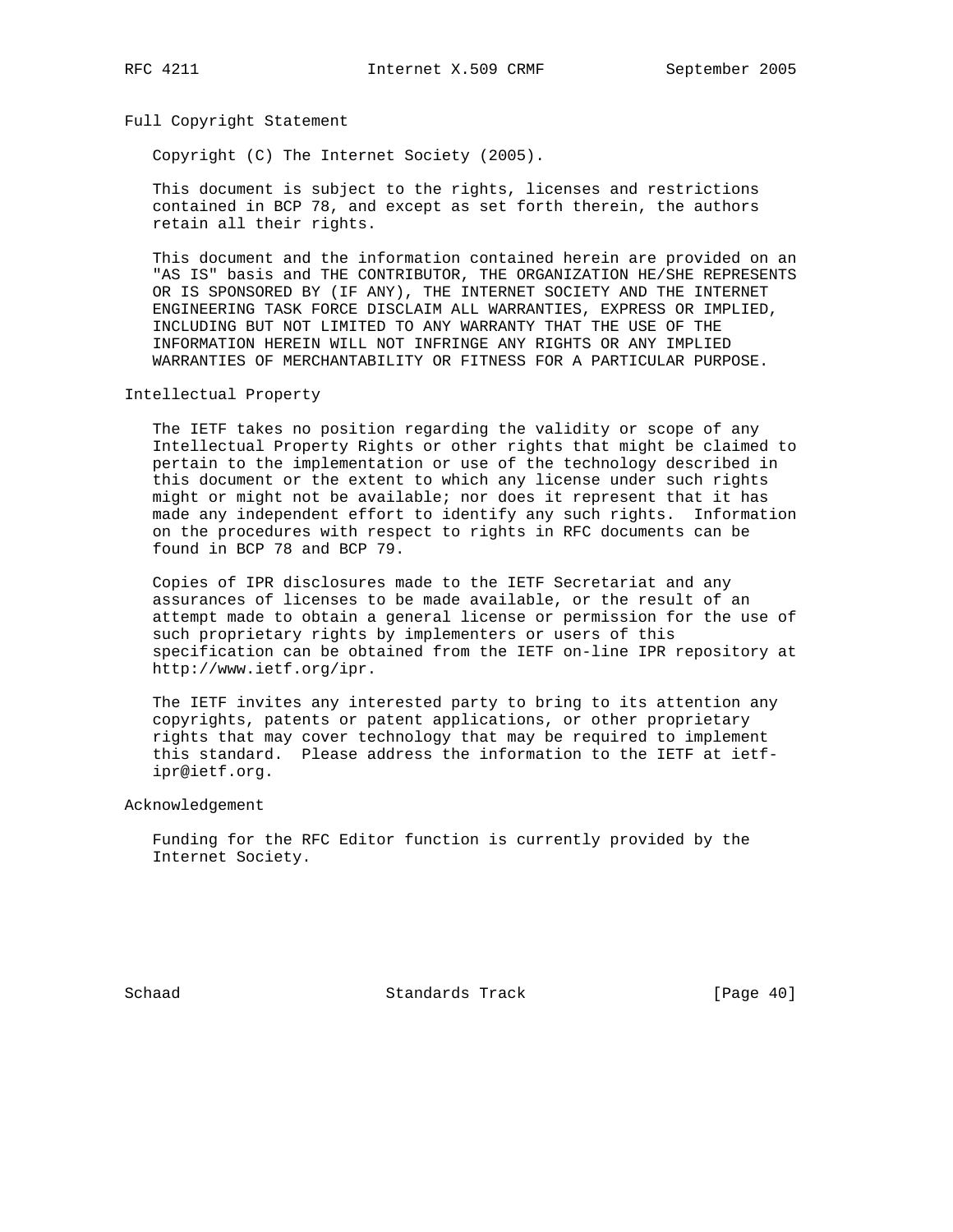## Full Copyright Statement

Copyright (C) The Internet Society (2005).

This document is subject to the rights, licenses and restrictions contained in BCP 78, and except as set forth therein, the authors retain all their rights.

This document and the information contained herein are provided on an "AS IS" basis and THE CONTRIBUTOR, THE ORGANIZATION HE/SHE REPRESENTS OR IS SPONSORED BY (IF ANY), THE INTERNET SOCIETY AND THE INTERNET ENGINEERING TASK FORCE DISCLAIM ALL WARRANTIES, EXPRESS OR IMPLIED, INCLUDING BUT NOT LIMITED TO ANY WARRANTY THAT THE USE OF THE INFORMATION HEREIN WILL NOT INFRINGE ANY RIGHTS OR ANY IMPLIED WARRANTIES OF MERCHANTABILITY OR FITNESS FOR A PARTICULAR PURPOSE.

## Intellectual Property

The IETF takes no position regarding the validity or scope of any Intellectual Property Rights or other rights that might be claimed to pertain to the implementation or use of the technology described in this document or the extent to which any license under such rights might or might not be available; nor does it represent that it has made any independent effort to identify any such rights. Information on the procedures with respect to rights in RFC documents can be found in BCP 78 and BCP 79.

Copies of IPR disclosures made to the IETF Secretariat and any assurances of licenses to be made available, or the result of an attempt made to obtain a general license or permission for the use of such proprietary rights by implementers or users of this specification can be obtained from the IETF on-line IPR repository at http://www.ietf.org/ipr.

The IETF invites any interested party to bring to its attention any copyrights, patents or patent applications, or other proprietary rights that may cover technology that may be required to implement this standard. Please address the information to the IETF at ietf-ipr@ietf.org.

## Acknowledgement

Funding for the RFC Editor function is currently provided by the Internet Society.